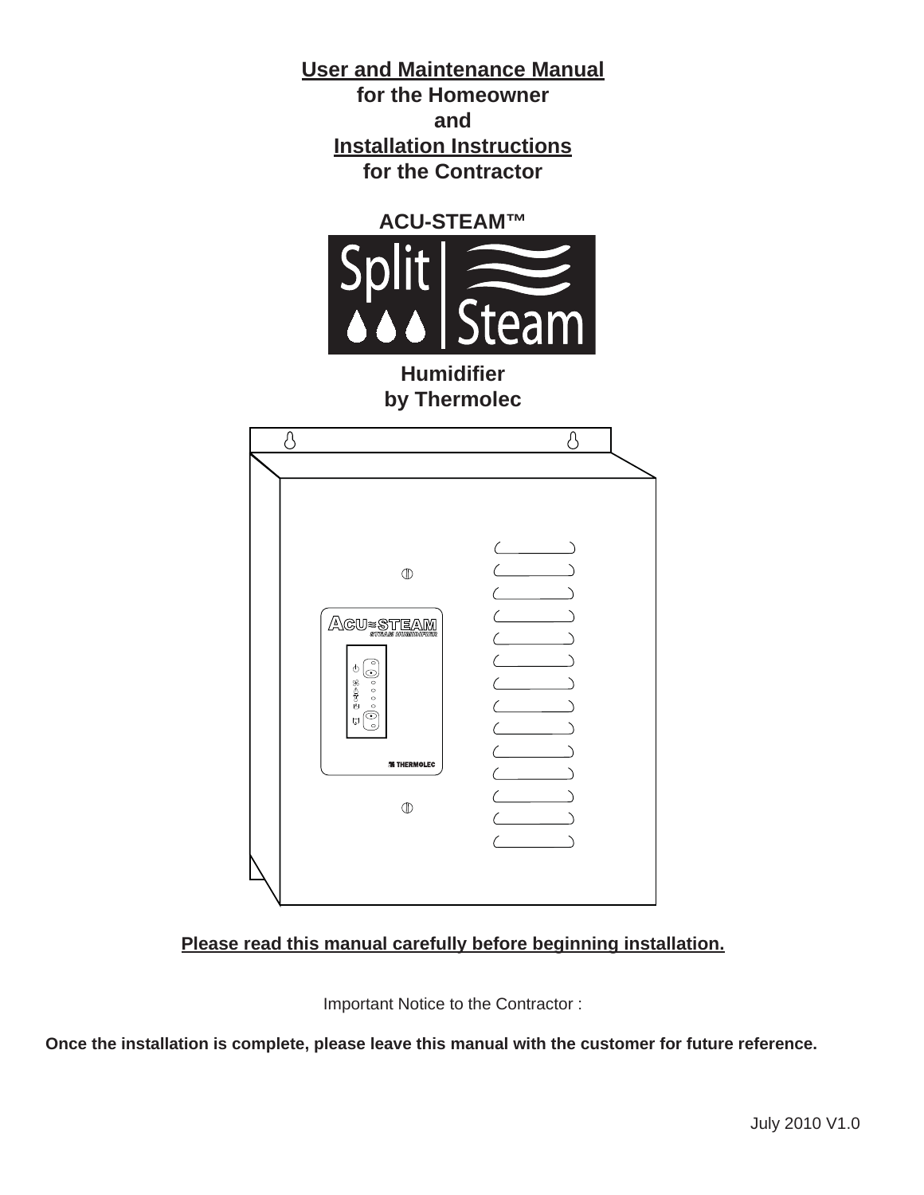# User and Maintenance Manual
**for the Homeowner**

**and**

# Installation Instructions
**for the Contractor**

**ACU-STEAM™**

**Split Steam**

**Humidifier**
**by Thermolec**

**Please read this manual carefully before beginning installation.**

Important Notice to the Contractor :

**Once the installation is complete, please leave this manual with the customer for future reference.**

July 2010 V1.0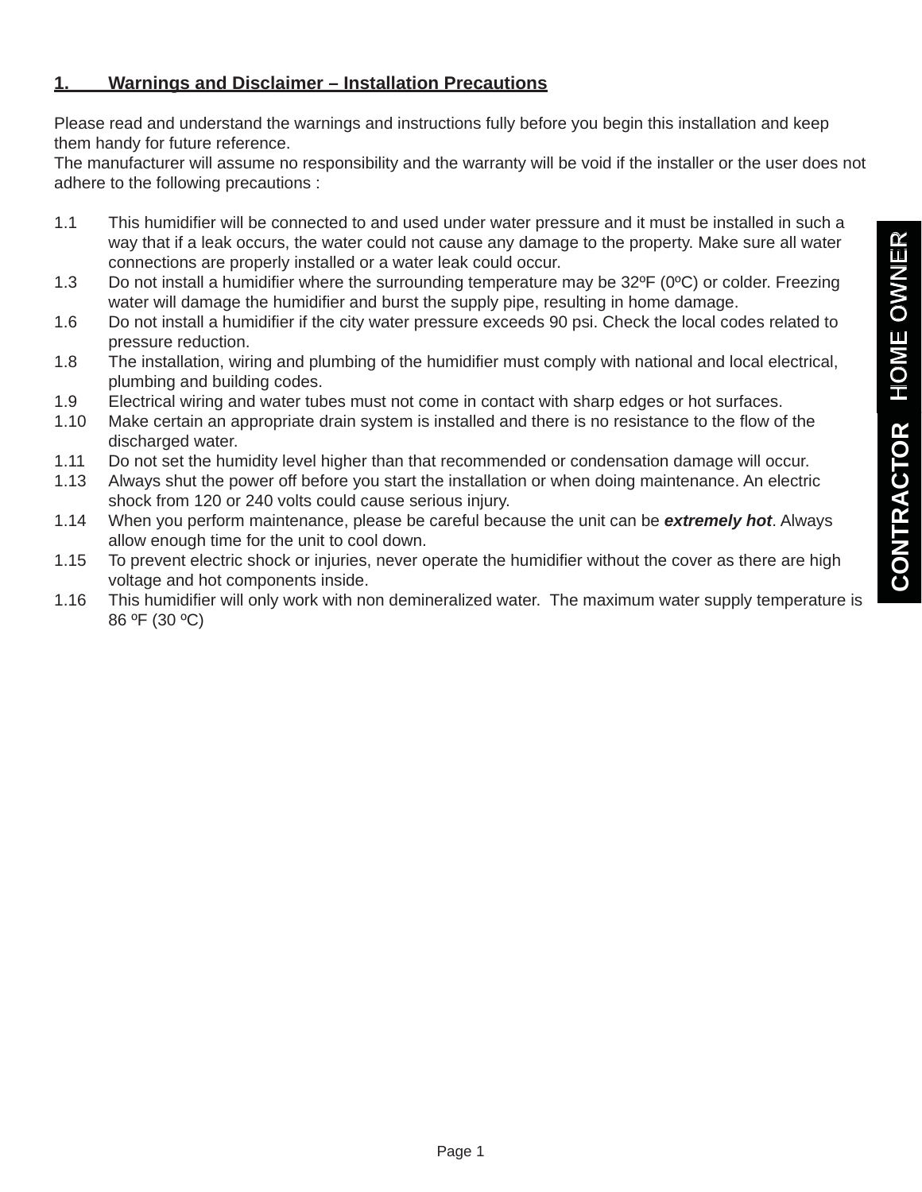## 1. Warnings and Disclaimer – Installation Precautions

Please read and understand the warnings and instructions fully before you begin this installation and keep them handy for future reference.
The manufacturer will assume no responsibility and the warranty will be void if the installer or the user does not adhere to the following precautions :

1.1 This humidifier will be connected to and used under water pressure and it must be installed in such a way that if a leak occurs, the water could not cause any damage to the property. Make sure all water connections are properly installed or a water leak could occur.

1.3 Do not install a humidifier where the surrounding temperature may be 32ºF (0ºC) or colder. Freezing water will damage the humidifier and burst the supply pipe, resulting in home damage.

1.6 Do not install a humidifier if the city water pressure exceeds 90 psi. Check the local codes related to pressure reduction.

1.8 The installation, wiring and plumbing of the humidifier must comply with national and local electrical, plumbing and building codes.

1.9 Electrical wiring and water tubes must not come in contact with sharp edges or hot surfaces.

1.10 Make certain an appropriate drain system is installed and there is no resistance to the flow of the discharged water.

1.11 Do not set the humidity level higher than that recommended or condensation damage will occur.

1.13 Always shut the power off before you start the installation or when doing maintenance. An electric shock from 120 or 240 volts could cause serious injury.

1.14 When you perform maintenance, please be careful because the unit can be ***extremely hot***. Always allow enough time for the unit to cool down.

1.15 To prevent electric shock or injuries, never operate the humidifier without the cover as there are high voltage and hot components inside.

1.16 This humidifier will only work with non demineralized water. The maximum water supply temperature is 86 ºF (30 ºC)

CONTRACTOR HOME OWNER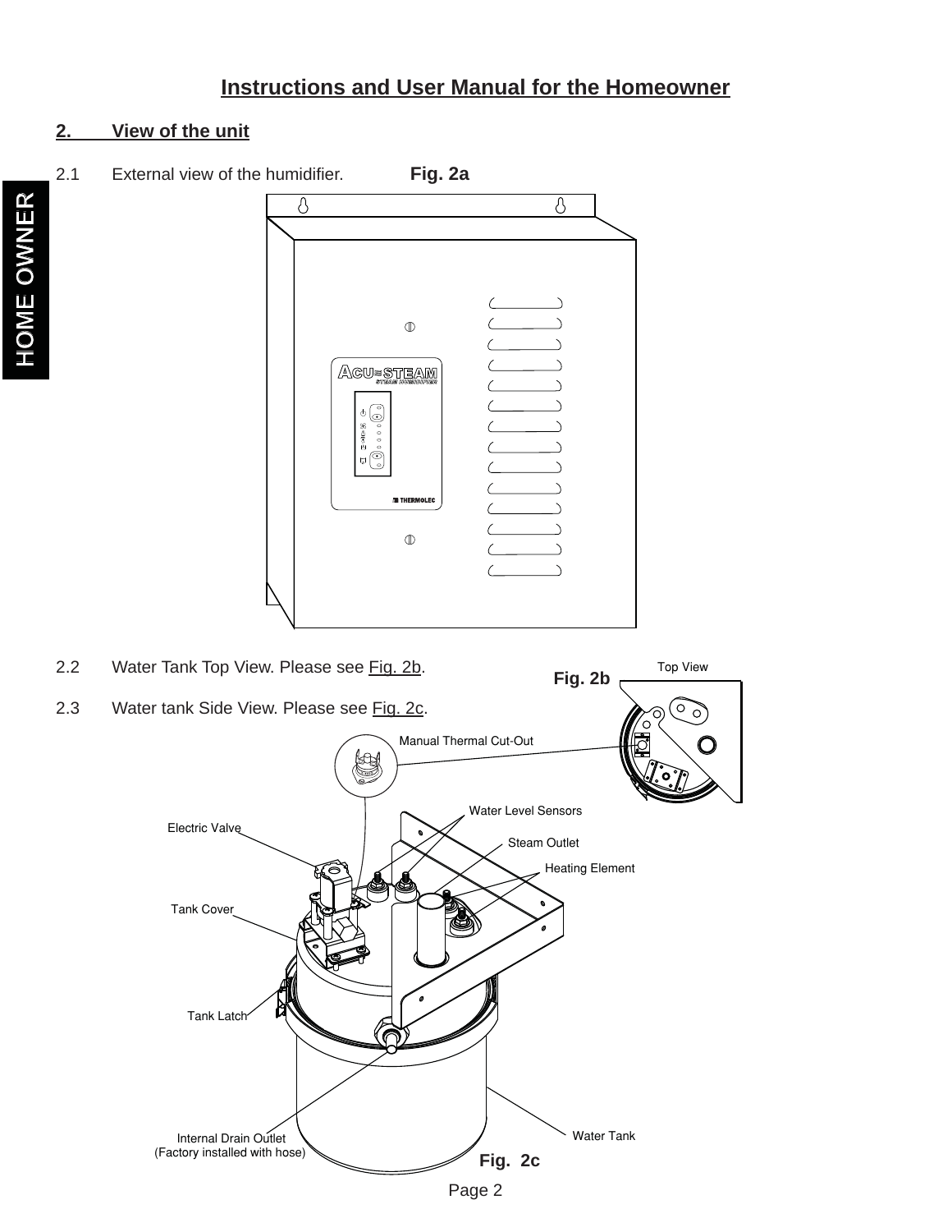# Instructions and User Manual for the Homeowner

## 2. View of the unit

2.1 External view of the humidifier. **Fig. 2a**

2.2 Water Tank Top View. Please see Fig. 2b.

2.3 Water tank Side View. Please see Fig. 2c.

**Fig. 2b** Top View

Manual Thermal Cut-Out

Water Level Sensors

Electric Valve

Steam Outlet

Heating Element

Tank Cover

Tank Latch

Internal Drain Outlet (Factory installed with hose)

Water Tank

**Fig. 2c**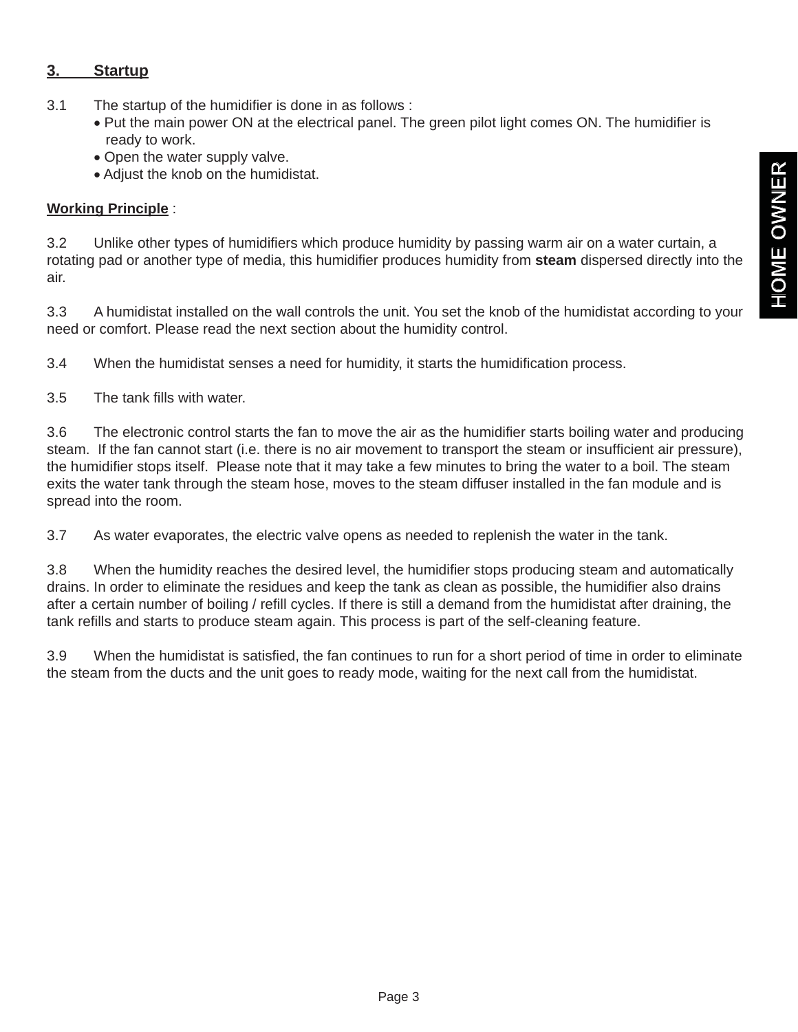## 3. Startup

3.1 The startup of the humidifier is done in as follows :

- Put the main power ON at the electrical panel. The green pilot light comes ON. The humidifier is ready to work.
- Open the water supply valve.
- Adjust the knob on the humidistat.

**Working Principle** :

3.2 Unlike other types of humidifiers which produce humidity by passing warm air on a water curtain, a rotating pad or another type of media, this humidifier produces humidity from **steam** dispersed directly into the air.

3.3 A humidistat installed on the wall controls the unit. You set the knob of the humidistat according to your need or comfort. Please read the next section about the humidity control.

3.4 When the humidistat senses a need for humidity, it starts the humidification process.

3.5 The tank fills with water.

3.6 The electronic control starts the fan to move the air as the humidifier starts boiling water and producing steam. If the fan cannot start (i.e. there is no air movement to transport the steam or insufficient air pressure), the humidifier stops itself. Please note that it may take a few minutes to bring the water to a boil. The steam exits the water tank through the steam hose, moves to the steam diffuser installed in the fan module and is spread into the room.

3.7 As water evaporates, the electric valve opens as needed to replenish the water in the tank.

3.8 When the humidity reaches the desired level, the humidifier stops producing steam and automatically drains. In order to eliminate the residues and keep the tank as clean as possible, the humidifier also drains after a certain number of boiling / refill cycles. If there is still a demand from the humidistat after draining, the tank refills and starts to produce steam again. This process is part of the self-cleaning feature.

3.9 When the humidistat is satisfied, the fan continues to run for a short period of time in order to eliminate the steam from the ducts and the unit goes to ready mode, waiting for the next call from the humidistat.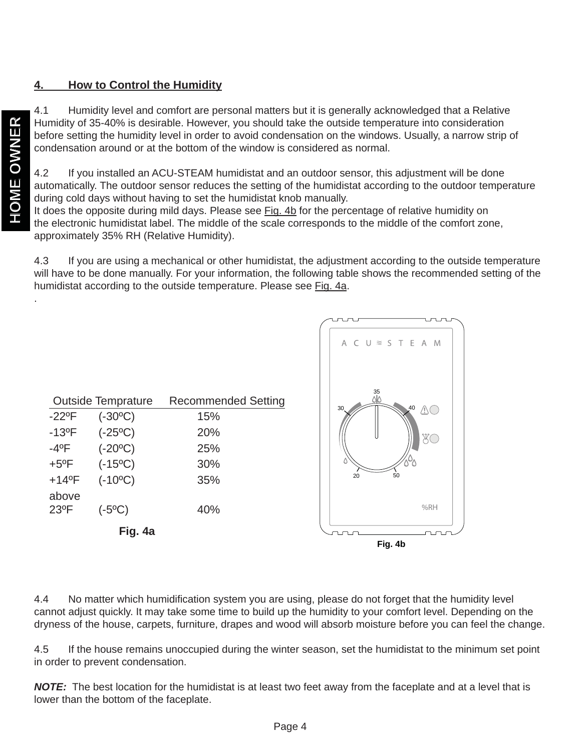## 4. How to Control the Humidity

4.1 Humidity level and comfort are personal matters but it is generally acknowledged that a Relative Humidity of 35-40% is desirable. However, you should take the outside temperature into consideration before setting the humidity level in order to avoid condensation on the windows. Usually, a narrow strip of condensation around or at the bottom of the window is considered as normal.

4.2 If you installed an ACU-STEAM humidistat and an outdoor sensor, this adjustment will be done automatically. The outdoor sensor reduces the setting of the humidistat according to the outdoor temperature during cold days without having to set the humidistat knob manually.
It does the opposite during mild days. Please see Fig. 4b for the percentage of relative humidity on the electronic humidistat label. The middle of the scale corresponds to the middle of the comfort zone, approximately 35% RH (Relative Humidity).

4.3 If you are using a mechanical or other humidistat, the adjustment according to the outside temperature will have to be done manually. For your information, the following table shows the recommended setting of the humidistat according to the outside temperature. Please see Fig. 4a.

| Outside Temprature | | Recommended Setting |
|---|---|---|
| -22ºF | (-30ºC) | 15% |
| -13ºF | (-25ºC) | 20% |
| -4ºF | (-20ºC) | 25% |
| +5ºF | (-15ºC) | 30% |
| +14ºF | (-10ºC) | 35% |
| above 23ºF | (-5ºC) | 40% |

Fig. 4a

ACU≈STEAM

35, 30, 40, 20, 50

%RH

Fig. 4b

4.4 No matter which humidification system you are using, please do not forget that the humidity level cannot adjust quickly. It may take some time to build up the humidity to your comfort level. Depending on the dryness of the house, carpets, furniture, drapes and wood will absorb moisture before you can feel the change.

4.5 If the house remains unoccupied during the winter season, set the humidistat to the minimum set point in order to prevent condensation.

***NOTE:*** The best location for the humidistat is at least two feet away from the faceplate and at a level that is lower than the bottom of the faceplate.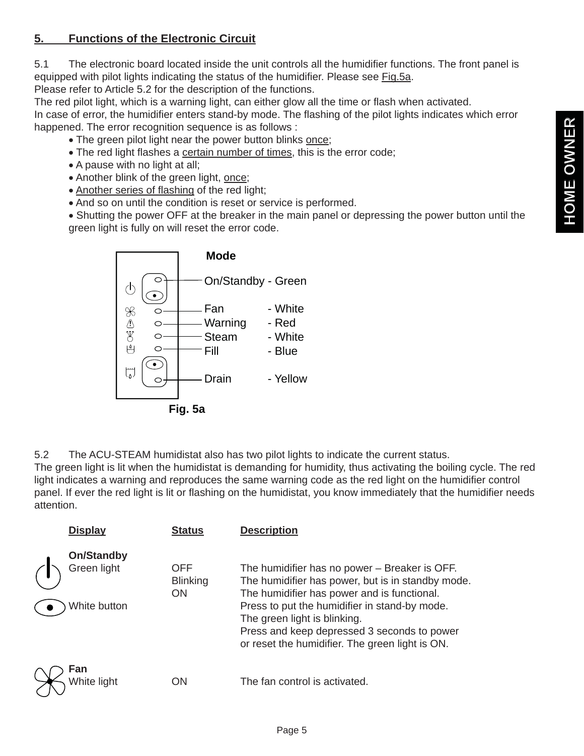## 5. Functions of the Electronic Circuit

5.1 The electronic board located inside the unit controls all the humidifier functions. The front panel is equipped with pilot lights indicating the status of the humidifier. Please see Fig.5a.
Please refer to Article 5.2 for the description of the functions.
The red pilot light, which is a warning light, can either glow all the time or flash when activated.
In case of error, the humidifier enters stand-by mode. The flashing of the pilot lights indicates which error happened. The error recognition sequence is as follows :

- The green pilot light near the power button blinks once;
- The red light flashes a certain number of times, this is the error code;
- A pause with no light at all;
- Another blink of the green light, once;
- Another series of flashing of the red light;
- And so on until the condition is reset or service is performed.
- Shutting the power OFF at the breaker in the main panel or depressing the power button until the green light is fully on will reset the error code.

**Mode**

| Mode | Color |
|---|---|
| On/Standby | Green |
| Fan | White |
| Warning | Red |
| Steam | White |
| Fill | Blue |
| Drain | Yellow |

**Fig. 5a**

5.2 The ACU-STEAM humidistat also has two pilot lights to indicate the current status.
The green light is lit when the humidistat is demanding for humidity, thus activating the boiling cycle. The red light indicates a warning and reproduces the same warning code as the red light on the humidifier control panel. If ever the red light is lit or flashing on the humidistat, you know immediately that the humidifier needs attention.

| Display | Status | Description |
|---|---|---|
| **On/Standby** | | |
| Green light | OFF | The humidifier has no power – Breaker is OFF. |
| | Blinking | The humidifier has power, but is in standby mode. |
| | ON | The humidifier has power and is functional. |
| White button | | Press to put the humidifier in stand-by mode. The green light is blinking. Press and keep depressed 3 seconds to power or reset the humidifier. The green light is ON. |
| **Fan** | | |
| White light | ON | The fan control is activated. |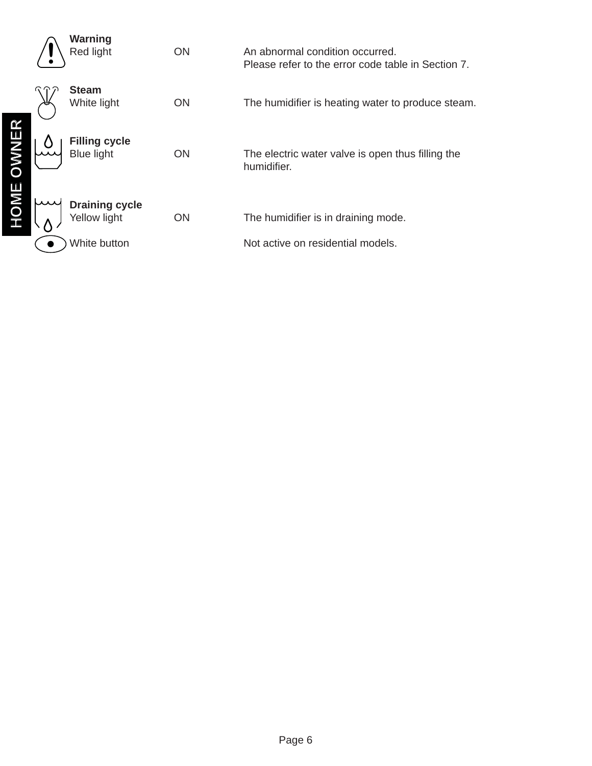| Indicator | State | Description |
| --- | --- | --- |
| **Warning**<br>Red light | ON | An abnormal condition occurred.<br>Please refer to the error code table in Section 7. |
| **Steam**<br>White light | ON | The humidifier is heating water to produce steam. |
| **Filling cycle**<br>Blue light | ON | The electric water valve is open thus filling the humidifier. |
| **Draining cycle**<br>Yellow light | ON | The humidifier is in draining mode. |
| White button | | Not active on residential models. |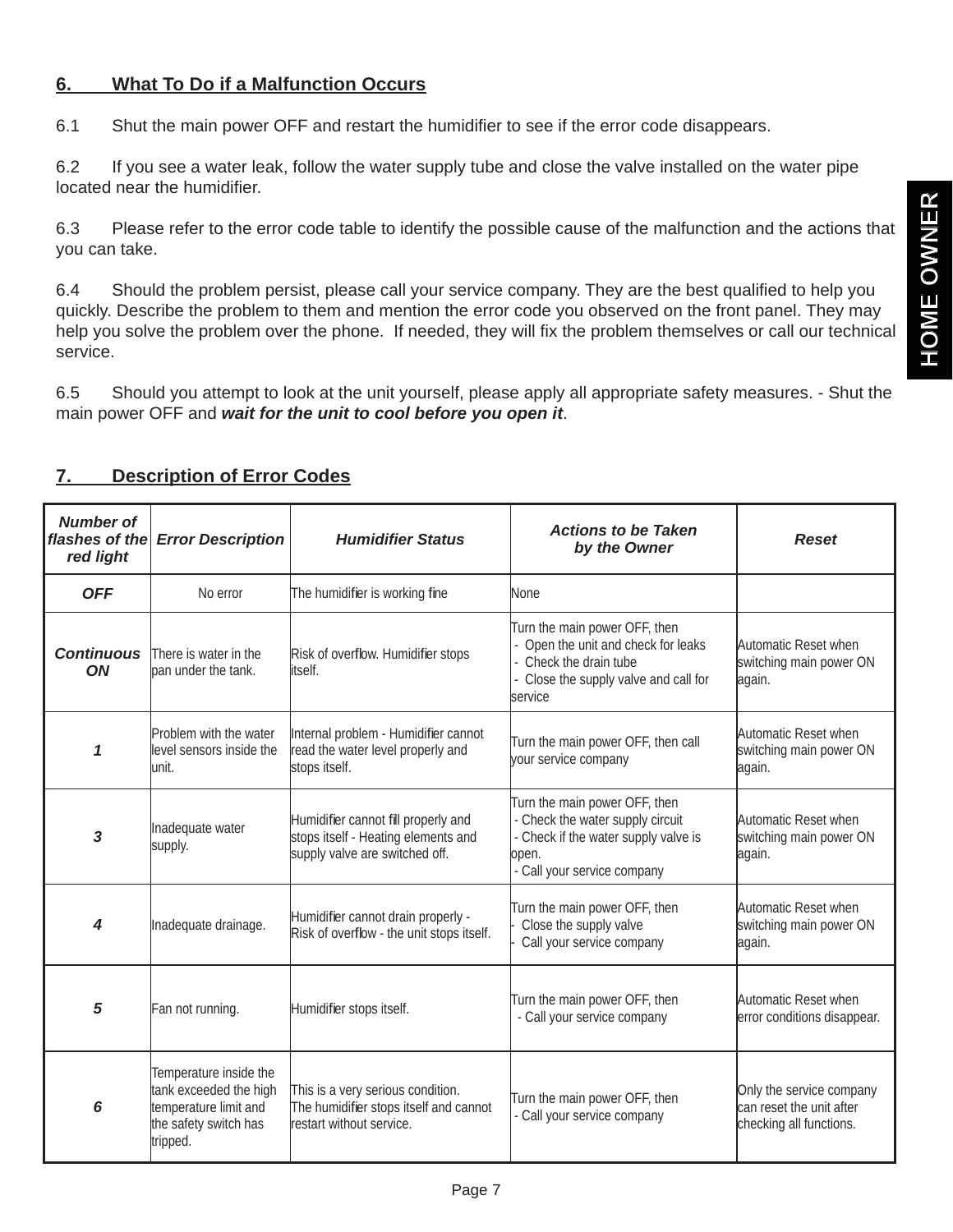## 6. What To Do if a Malfunction Occurs

6.1 Shut the main power OFF and restart the humidifier to see if the error code disappears.

6.2 If you see a water leak, follow the water supply tube and close the valve installed on the water pipe located near the humidifier.

6.3 Please refer to the error code table to identify the possible cause of the malfunction and the actions that you can take.

6.4 Should the problem persist, please call your service company. They are the best qualified to help you quickly. Describe the problem to them and mention the error code you observed on the front panel. They may help you solve the problem over the phone. If needed, they will fix the problem themselves or call our technical service.

6.5 Should you attempt to look at the unit yourself, please apply all appropriate safety measures. - Shut the main power OFF and ***wait for the unit to cool before you open it***.

## 7. Description of Error Codes

| *Number of flashes of the red light* | *Error Description* | *Humidifier Status* | *Actions to be Taken by the Owner* | *Reset* |
|---|---|---|---|---|
| ***OFF*** | No error | The humidifier is working fine | None | |
| ***Continuous ON*** | There is water in the pan under the tank. | Risk of overflow. Humidifier stops itself. | Turn the main power OFF, then - Open the unit and check for leaks - Check the drain tube - Close the supply valve and call for service | Automatic Reset when switching main power ON again. |
| ***1*** | Problem with the water level sensors inside the unit. | Internal problem - Humidifier cannot read the water level properly and stops itself. | Turn the main power OFF, then call your service company | Automatic Reset when switching main power ON again. |
| ***3*** | Inadequate water supply. | Humidifier cannot fill properly and stops itself - Heating elements and supply valve are switched off. | Turn the main power OFF, then - Check the water supply circuit - Check if the water supply valve is open. - Call your service company | Automatic Reset when switching main power ON again. |
| ***4*** | Inadequate drainage. | Humidifier cannot drain properly - Risk of overflow - the unit stops itself. | Turn the main power OFF, then - Close the supply valve - Call your service company | Automatic Reset when switching main power ON again. |
| ***5*** | Fan not running. | Humidifier stops itself. | Turn the main power OFF, then - Call your service company | Automatic Reset when error conditions disappear. |
| ***6*** | Temperature inside the tank exceeded the high temperature limit and the safety switch has tripped. | This is a very serious condition. The humidifier stops itself and cannot restart without service. | Turn the main power OFF, then - Call your service company | Only the service company can reset the unit after checking all functions. |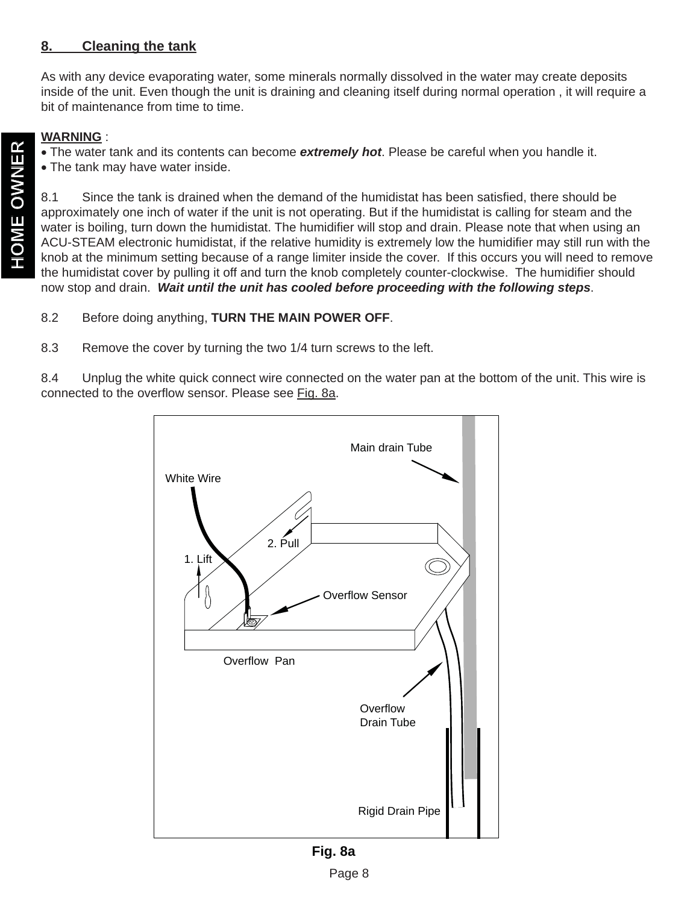## 8. Cleaning the tank

As with any device evaporating water, some minerals normally dissolved in the water may create deposits inside of the unit. Even though the unit is draining and cleaning itself during normal operation , it will require a bit of maintenance from time to time.

**WARNING** :

- The water tank and its contents can become ***extremely hot***. Please be careful when you handle it.
- The tank may have water inside.

8.1 Since the tank is drained when the demand of the humidistat has been satisfied, there should be approximately one inch of water if the unit is not operating. But if the humidistat is calling for steam and the water is boiling, turn down the humidistat. The humidifier will stop and drain. Please note that when using an ACU-STEAM electronic humidistat, if the relative humidity is extremely low the humidifier may still run with the knob at the minimum setting because of a range limiter inside the cover. If this occurs you will need to remove the humidistat cover by pulling it off and turn the knob completely counter-clockwise. The humidifier should now stop and drain. ***Wait until the unit has cooled before proceeding with the following steps***.

8.2 Before doing anything, **TURN THE MAIN POWER OFF**.

8.3 Remove the cover by turning the two 1/4 turn screws to the left.

8.4 Unplug the white quick connect wire connected on the water pan at the bottom of the unit. This wire is connected to the overflow sensor. Please see Fig. 8a.

Main drain Tube

White Wire

2. Pull

1. Lift

Overflow Sensor

Overflow Pan

Overflow Drain Tube

Rigid Drain Pipe

**Fig. 8a**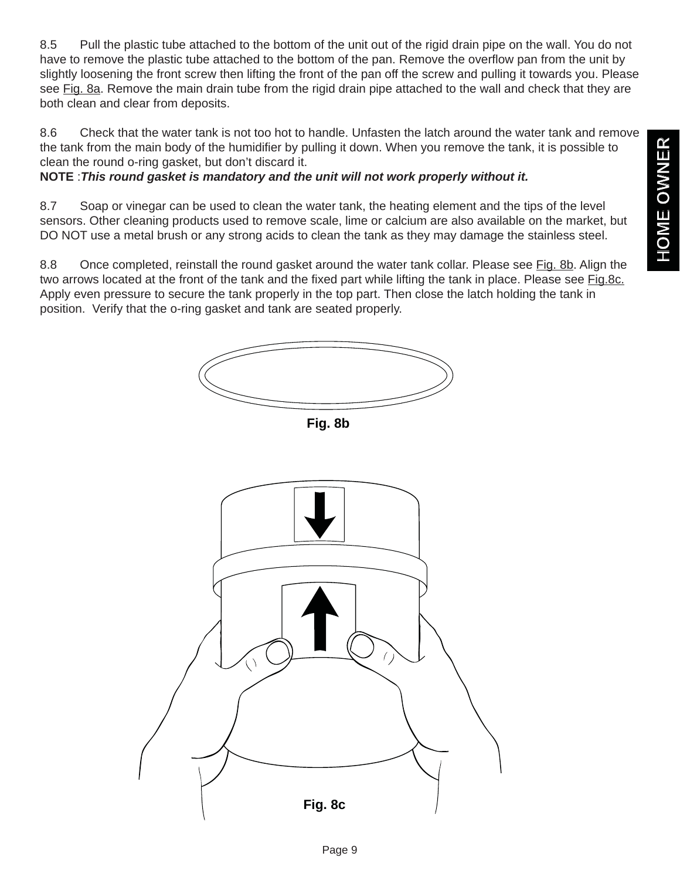8.5 Pull the plastic tube attached to the bottom of the unit out of the rigid drain pipe on the wall. You do not have to remove the plastic tube attached to the bottom of the pan. Remove the overflow pan from the unit by slightly loosening the front screw then lifting the front of the pan off the screw and pulling it towards you. Please see Fig. 8a. Remove the main drain tube from the rigid drain pipe attached to the wall and check that they are both clean and clear from deposits.

8.6 Check that the water tank is not too hot to handle. Unfasten the latch around the water tank and remove the tank from the main body of the humidifier by pulling it down. When you remove the tank, it is possible to clean the round o-ring gasket, but don't discard it.
**NOTE** :***This round gasket is mandatory and the unit will not work properly without it.***

8.7 Soap or vinegar can be used to clean the water tank, the heating element and the tips of the level sensors. Other cleaning products used to remove scale, lime or calcium are also available on the market, but DO NOT use a metal brush or any strong acids to clean the tank as they may damage the stainless steel.

8.8 Once completed, reinstall the round gasket around the water tank collar. Please see Fig. 8b. Align the two arrows located at the front of the tank and the fixed part while lifting the tank in place. Please see Fig.8c. Apply even pressure to secure the tank properly in the top part. Then close the latch holding the tank in position. Verify that the o-ring gasket and tank are seated properly.

**Fig. 8b**

**Fig. 8c**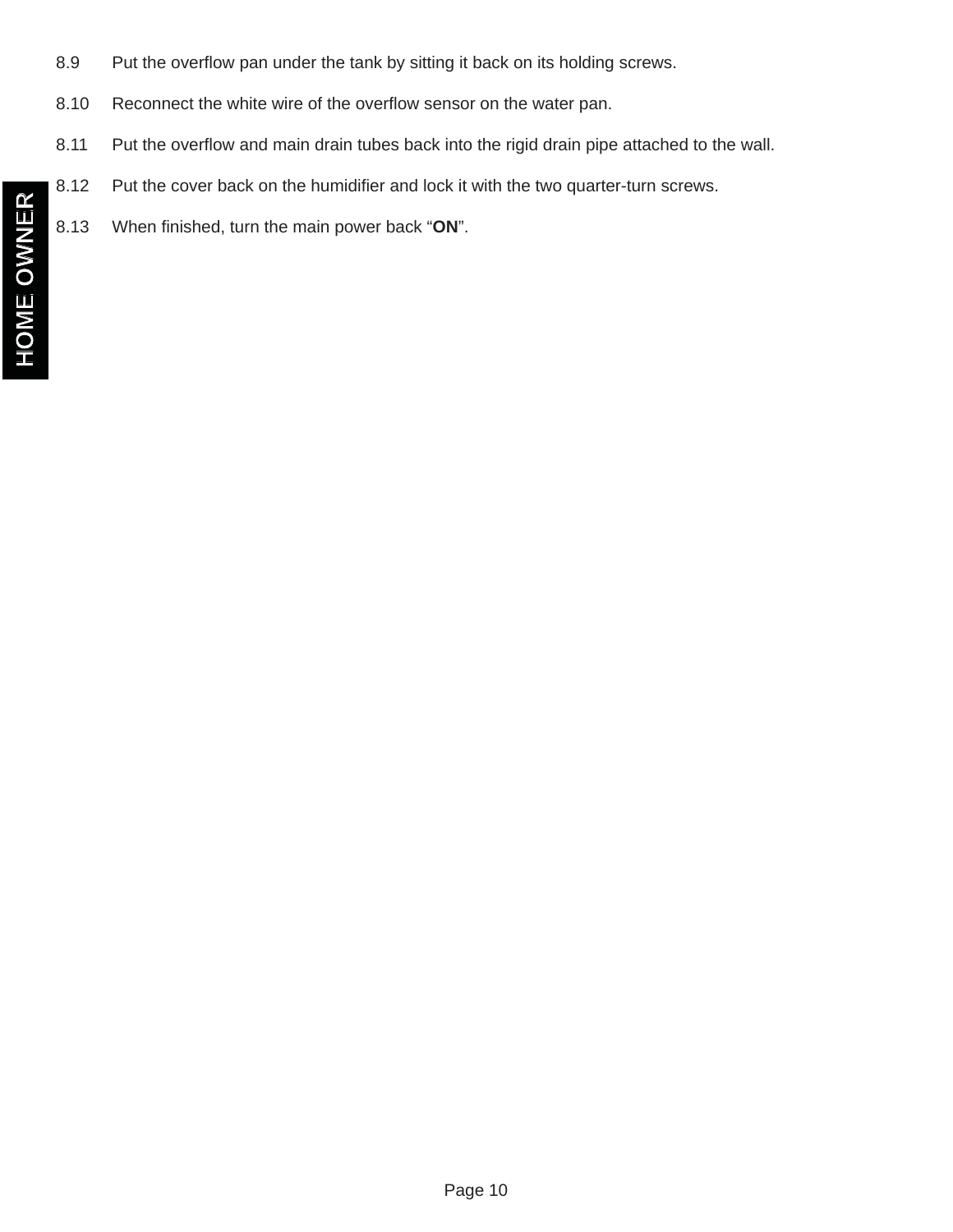8.9 Put the overflow pan under the tank by sitting it back on its holding screws.

8.10 Reconnect the white wire of the overflow sensor on the water pan.

8.11 Put the overflow and main drain tubes back into the rigid drain pipe attached to the wall.

8.12 Put the cover back on the humidifier and lock it with the two quarter-turn screws.

8.13 When finished, turn the main power back "**ON**".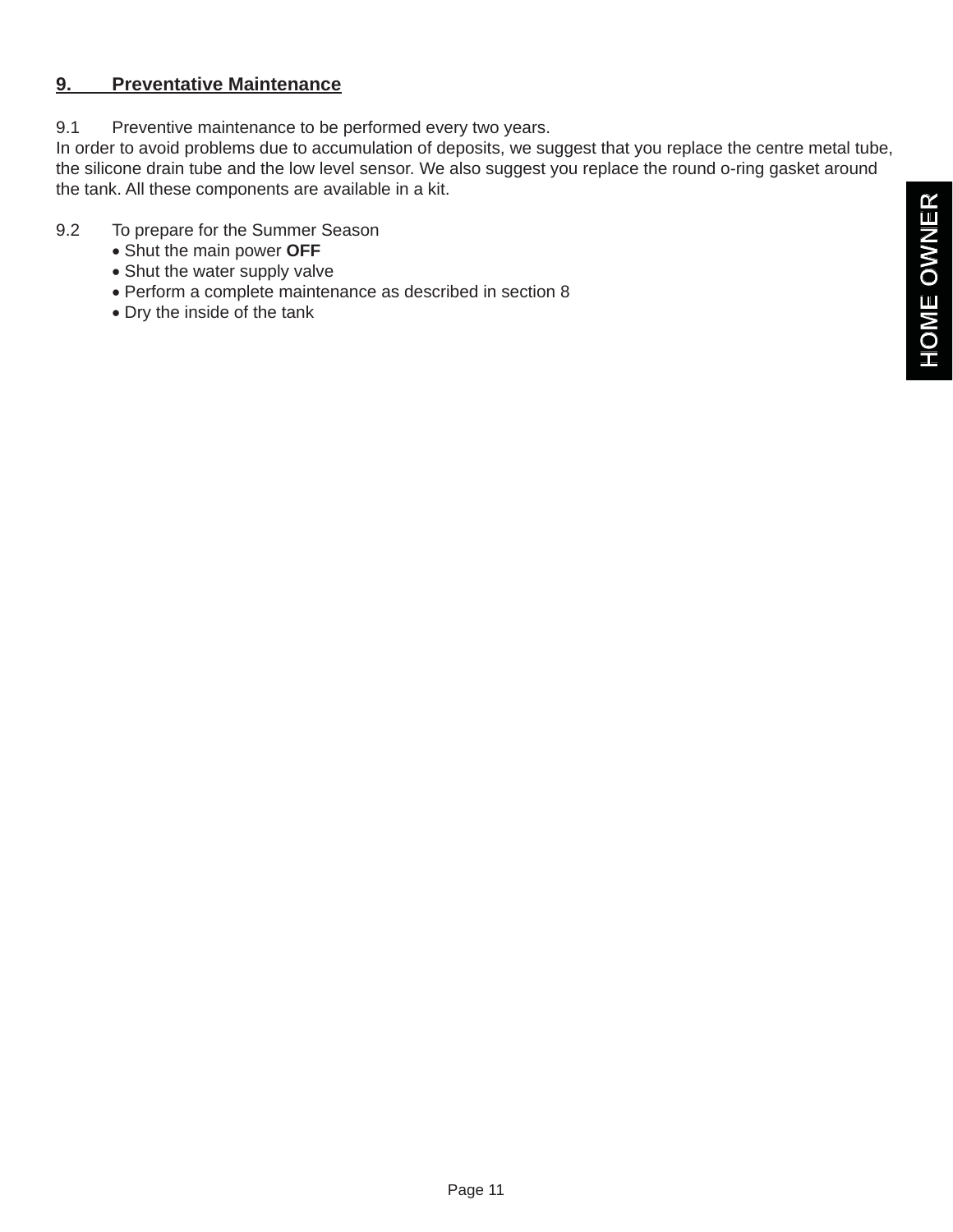## 9. Preventative Maintenance

9.1 Preventive maintenance to be performed every two years.
In order to avoid problems due to accumulation of deposits, we suggest that you replace the centre metal tube, the silicone drain tube and the low level sensor. We also suggest you replace the round o-ring gasket around the tank. All these components are available in a kit.

9.2 To prepare for the Summer Season

- Shut the main power **OFF**
- Shut the water supply valve
- Perform a complete maintenance as described in section 8
- Dry the inside of the tank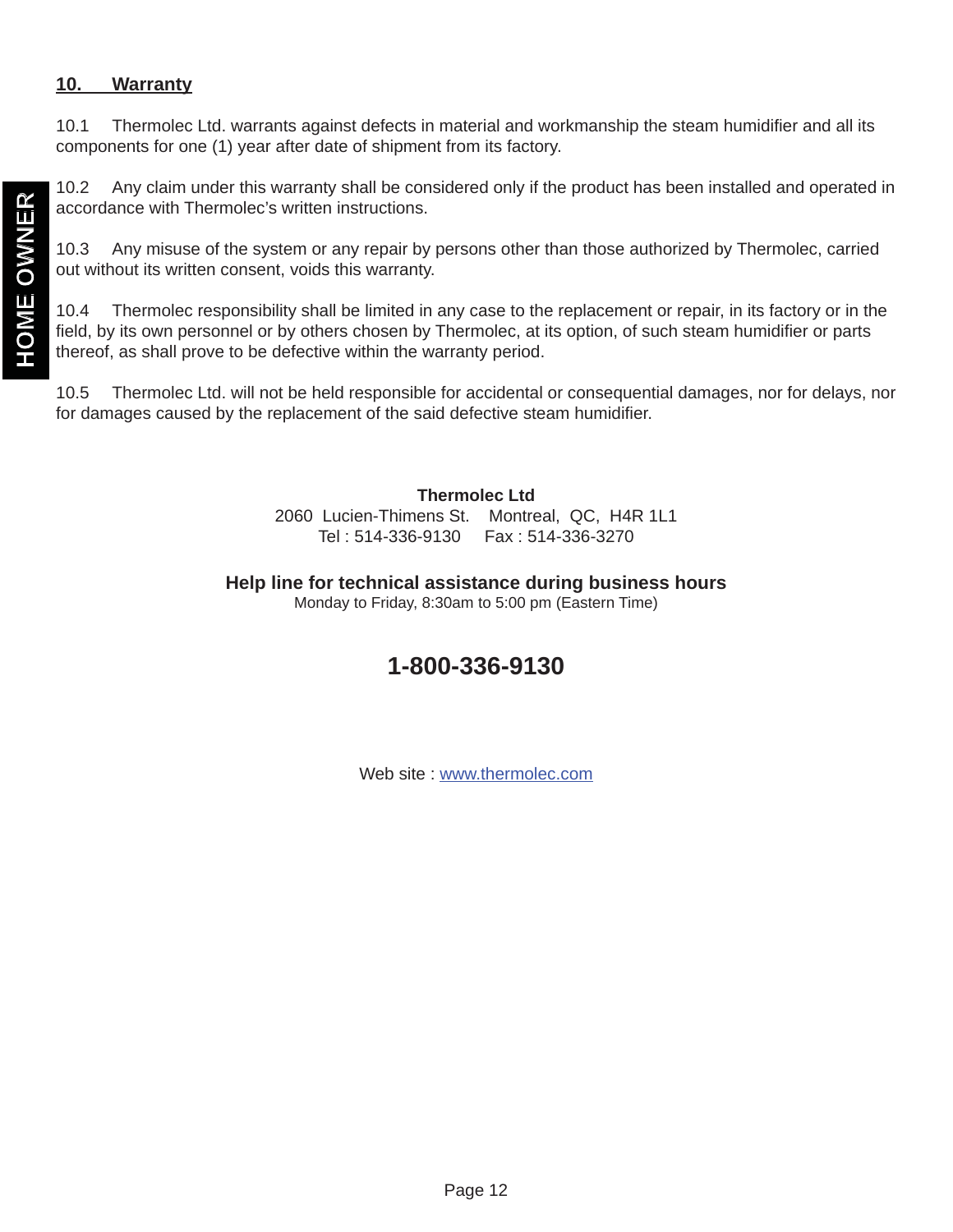## 10. Warranty

10.1 Thermolec Ltd. warrants against defects in material and workmanship the steam humidifier and all its components for one (1) year after date of shipment from its factory.

10.2 Any claim under this warranty shall be considered only if the product has been installed and operated in accordance with Thermolec's written instructions.

10.3 Any misuse of the system or any repair by persons other than those authorized by Thermolec, carried out without its written consent, voids this warranty.

10.4 Thermolec responsibility shall be limited in any case to the replacement or repair, in its factory or in the field, by its own personnel or by others chosen by Thermolec, at its option, of such steam humidifier or parts thereof, as shall prove to be defective within the warranty period.

10.5 Thermolec Ltd. will not be held responsible for accidental or consequential damages, nor for delays, nor for damages caused by the replacement of the said defective steam humidifier.

**Thermolec Ltd**
2060 Lucien-Thimens St. Montreal, QC, H4R 1L1
Tel : 514-336-9130 Fax : 514-336-3270

**Help line for technical assistance during business hours**
Monday to Friday, 8:30am to 5:00 pm (Eastern Time)

**1-800-336-9130**

Web site : www.thermolec.com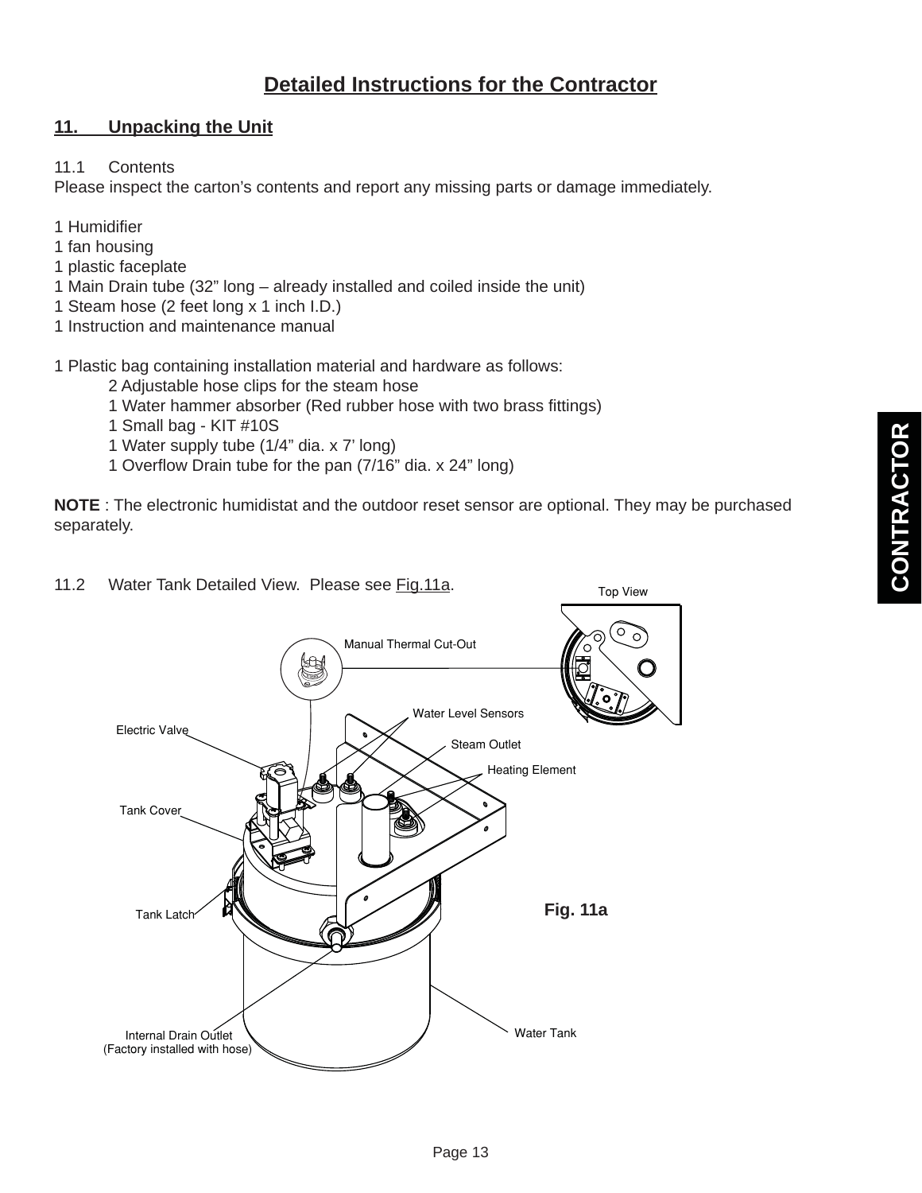# Detailed Instructions for the Contractor

## 11. Unpacking the Unit

11.1 Contents

Please inspect the carton's contents and report any missing parts or damage immediately.

1 Humidifier
1 fan housing
1 plastic faceplate
1 Main Drain tube (32" long – already installed and coiled inside the unit)
1 Steam hose (2 feet long x 1 inch I.D.)
1 Instruction and maintenance manual

1 Plastic bag containing installation material and hardware as follows:

- 2 Adjustable hose clips for the steam hose
- 1 Water hammer absorber (Red rubber hose with two brass fittings)
- 1 Small bag - KIT #10S
- 1 Water supply tube (1/4" dia. x 7' long)
- 1 Overflow Drain tube for the pan (7/16" dia. x 24" long)

**NOTE** : The electronic humidistat and the outdoor reset sensor are optional. They may be purchased separately.

11.2 Water Tank Detailed View. Please see Fig.11a.

Top View

Manual Thermal Cut-Out

Water Level Sensors

Electric Valve

Steam Outlet

Heating Element

Tank Cover

Tank Latch

Internal Drain Outlet (Factory installed with hose)

Water Tank

**Fig. 11a**

CONTRACTOR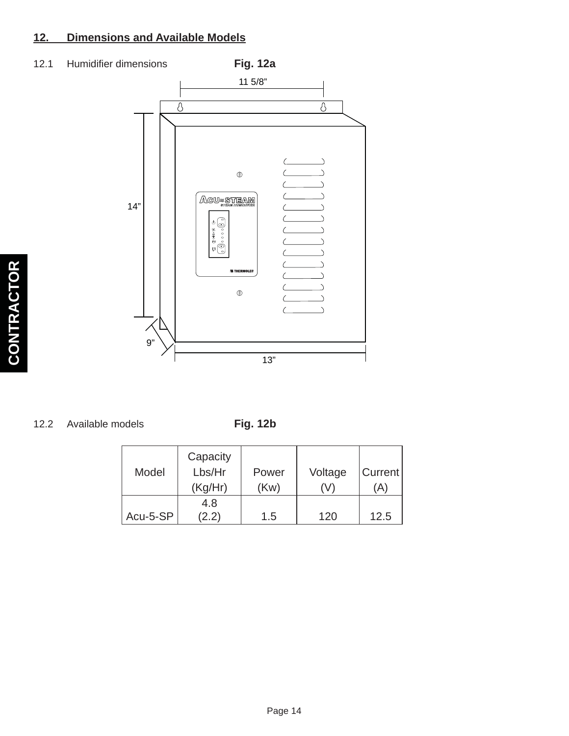## 12. Dimensions and Available Models

12.1 Humidifier dimensions **Fig. 12a**

11 5/8”

14”

9”

13”

12.2 Available models **Fig. 12b**

| Model | Capacity Lbs/Hr (Kg/Hr) | Power (Kw) | Voltage (V) | Current (A) |
|---|---|---|---|---|
| Acu-5-SP | 4.8 (2.2) | 1.5 | 120 | 12.5 |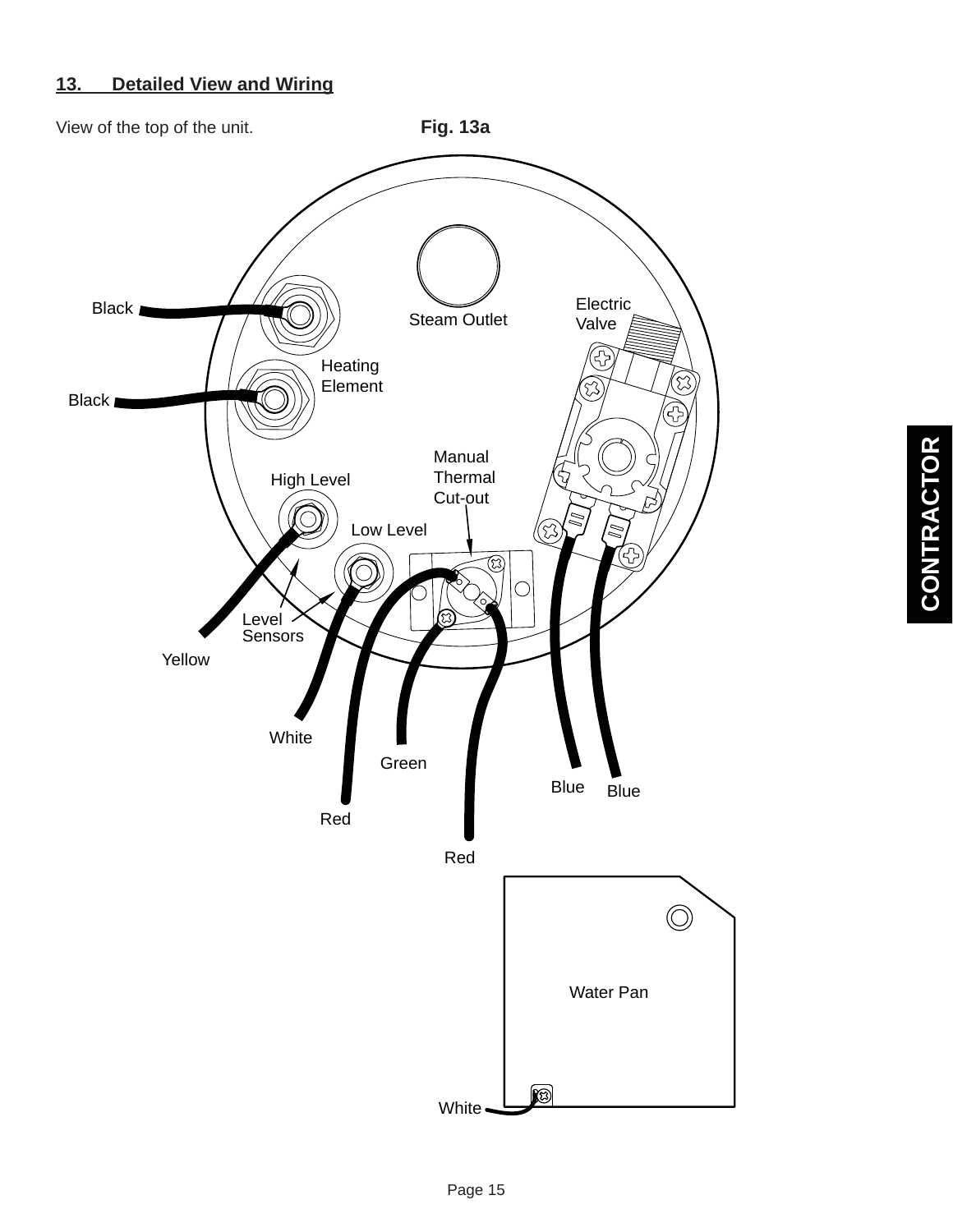## 13. Detailed View and Wiring

View of the top of the unit.

**Fig. 13a**

Black

Black

Steam Outlet

Electric Valve

Heating Element

Manual Thermal Cut-out

High Level

Low Level

Level Sensors

Yellow

White

Green

Blue

Blue

Red

Red

Water Pan

White

CONTRACTOR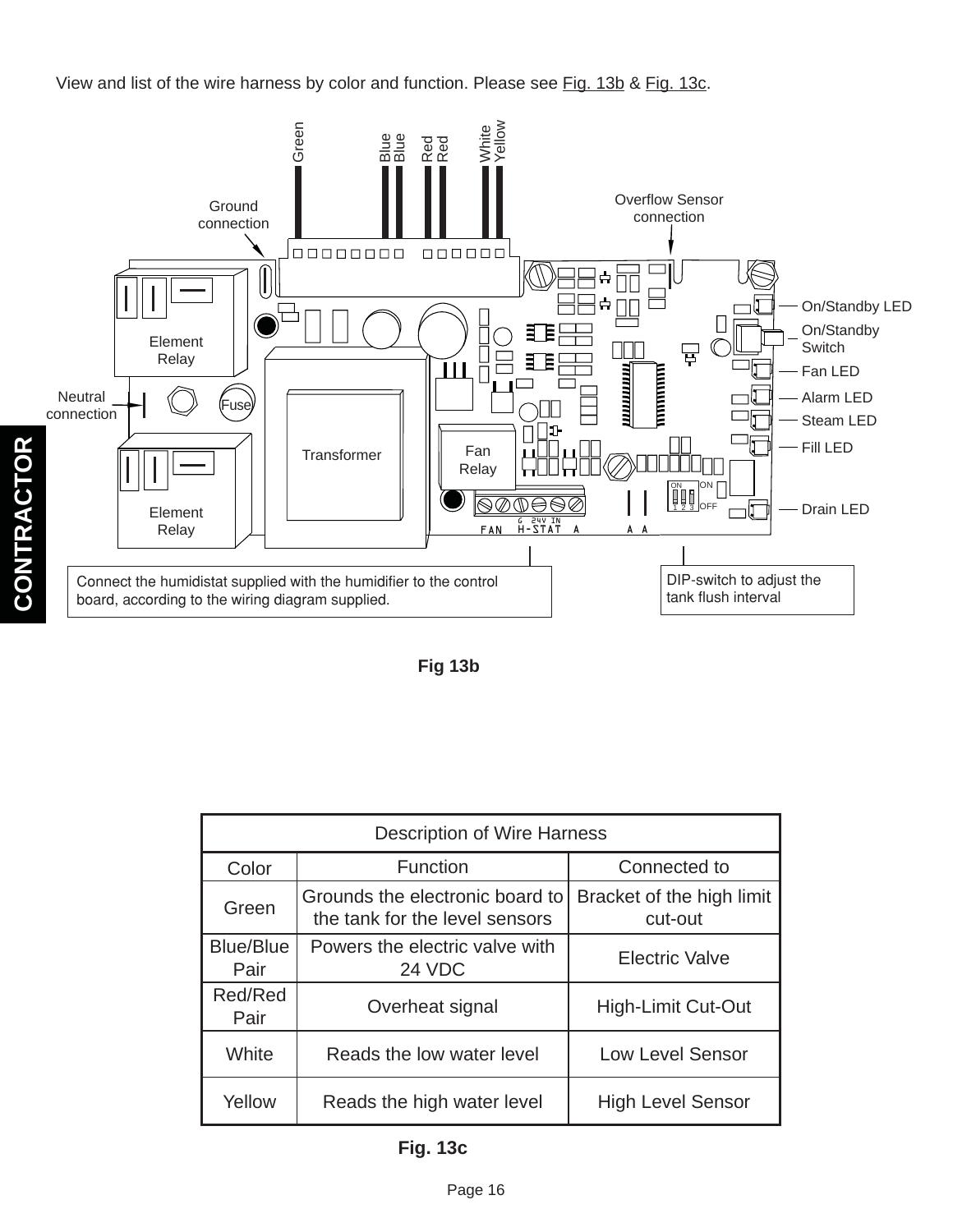View and list of the wire harness by color and function. Please see Fig. 13b & Fig. 13c.

Green | Blue Blue | Red Red | White Yellow

Ground connection

Overflow Sensor connection

Element Relay

Neutral connection

Fuse

Transformer

Fan Relay

Element Relay

On/Standby LED

On/Standby Switch

Fan LED

Alarm LED

Steam LED

Fill LED

Drain LED

FAN H-STAT A A A

Connect the humidistat supplied with the humidifier to the control board, according to the wiring diagram supplied.

DIP-switch to adjust the tank flush interval

**Fig 13b**

| Description of Wire Harness | | |
|---|---|---|
| Color | Function | Connected to |
| Green | Grounds the electronic board to the tank for the level sensors | Bracket of the high limit cut-out |
| Blue/Blue Pair | Powers the electric valve with 24 VDC | Electric Valve |
| Red/Red Pair | Overheat signal | High-Limit Cut-Out |
| White | Reads the low water level | Low Level Sensor |
| Yellow | Reads the high water level | High Level Sensor |

**Fig. 13c**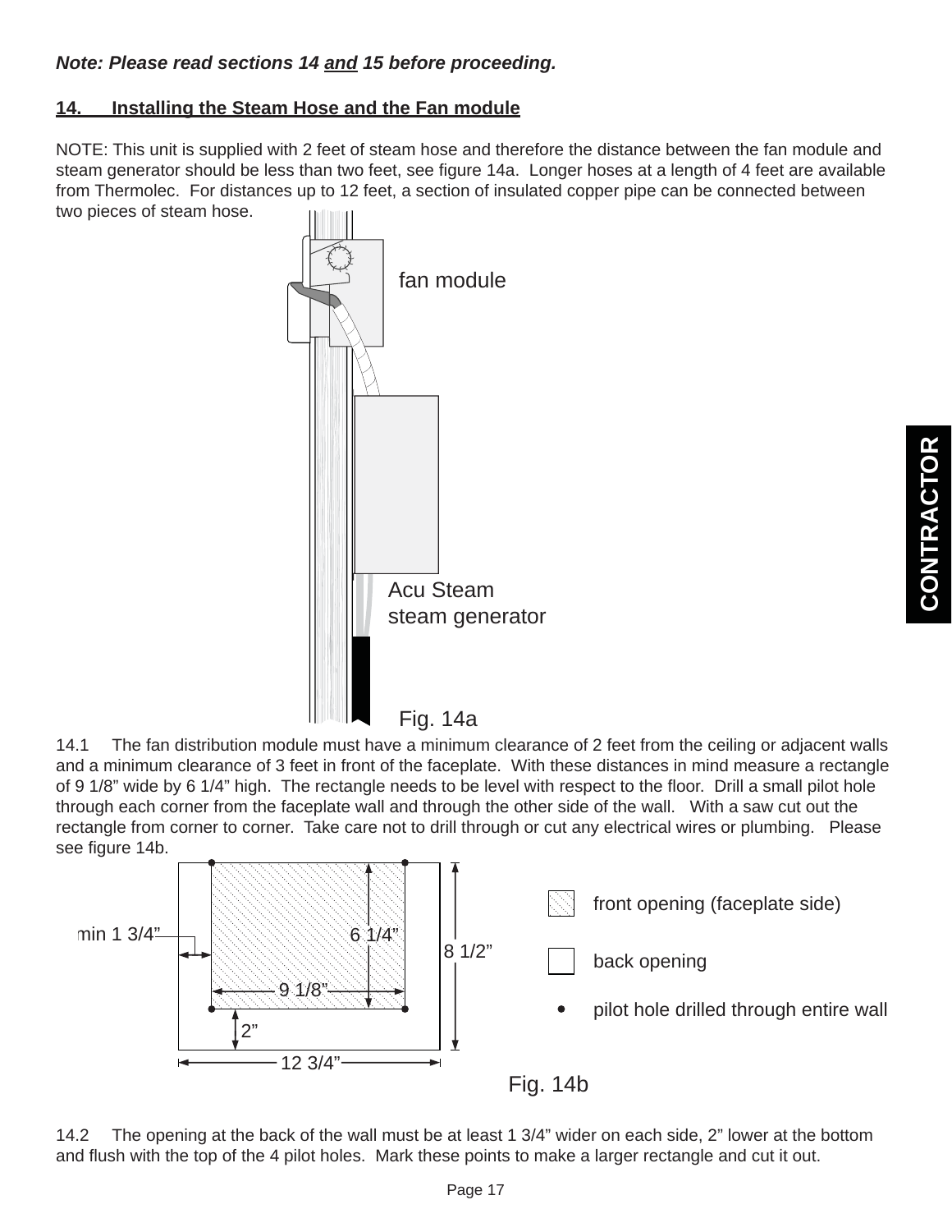***Note: Please read sections 14 and 15 before proceeding.***

## 14. Installing the Steam Hose and the Fan module

NOTE: This unit is supplied with 2 feet of steam hose and therefore the distance between the fan module and steam generator should be less than two feet, see figure 14a. Longer hoses at a length of 4 feet are available from Thermolec. For distances up to 12 feet, a section of insulated copper pipe can be connected between two pieces of steam hose.

fan module

Acu Steam steam generator

Fig. 14a

14.1 The fan distribution module must have a minimum clearance of 2 feet from the ceiling or adjacent walls and a minimum clearance of 3 feet in front of the faceplate. With these distances in mind measure a rectangle of 9 1/8" wide by 6 1/4" high. The rectangle needs to be level with respect to the floor. Drill a small pilot hole through each corner from the faceplate wall and through the other side of the wall. With a saw cut out the rectangle from corner to corner. Take care not to drill through or cut any electrical wires or plumbing. Please see figure 14b.

min 1 3/4" | 6 1/4" | 8 1/2" | 9 1/8" | 2" | 12 3/4"

front opening (faceplate side)

back opening

pilot hole drilled through entire wall

Fig. 14b

14.2 The opening at the back of the wall must be at least 1 3/4" wider on each side, 2" lower at the bottom and flush with the top of the 4 pilot holes. Mark these points to make a larger rectangle and cut it out.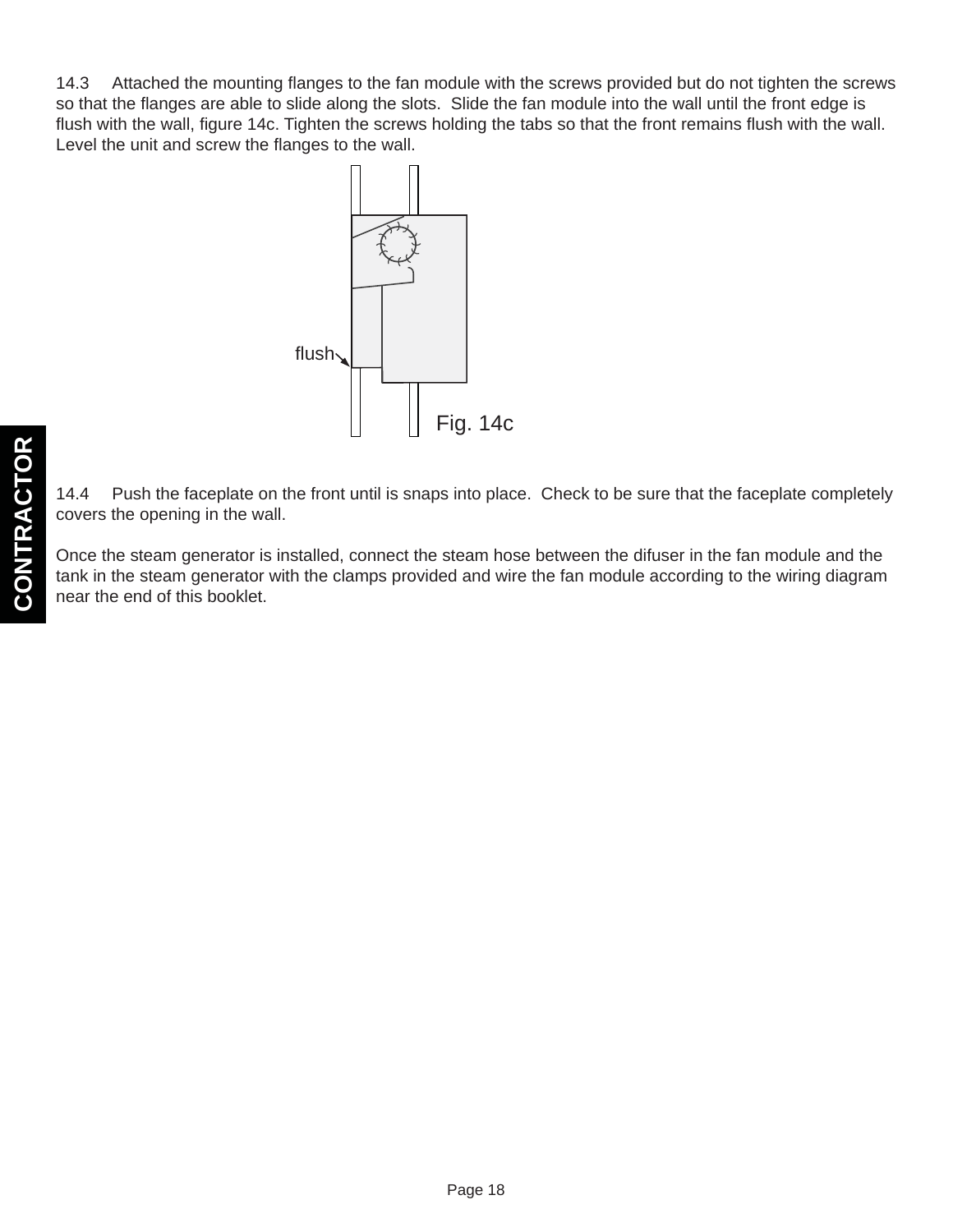14.3 Attached the mounting flanges to the fan module with the screws provided but do not tighten the screws so that the flanges are able to slide along the slots. Slide the fan module into the wall until the front edge is flush with the wall, figure 14c. Tighten the screws holding the tabs so that the front remains flush with the wall. Level the unit and screw the flanges to the wall.

flush

Fig. 14c

14.4 Push the faceplate on the front until is snaps into place. Check to be sure that the faceplate completely covers the opening in the wall.

Once the steam generator is installed, connect the steam hose between the difuser in the fan module and the tank in the steam generator with the clamps provided and wire the fan module according to the wiring diagram near the end of this booklet.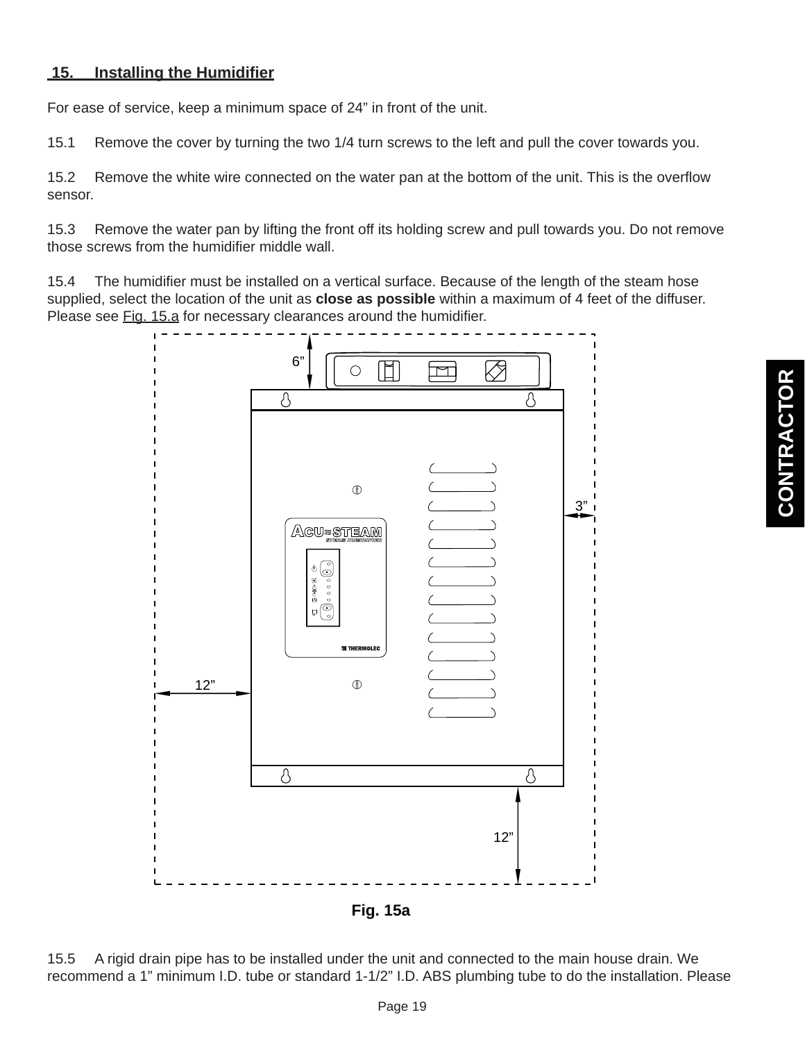## 15. Installing the Humidifier

For ease of service, keep a minimum space of 24" in front of the unit.

15.1 Remove the cover by turning the two 1/4 turn screws to the left and pull the cover towards you.

15.2 Remove the white wire connected on the water pan at the bottom of the unit. This is the overflow sensor.

15.3 Remove the water pan by lifting the front off its holding screw and pull towards you. Do not remove those screws from the humidifier middle wall.

15.4 The humidifier must be installed on a vertical surface. Because of the length of the steam hose supplied, select the location of the unit as **close as possible** within a maximum of 4 feet of the diffuser. Please see Fig. 15.a for necessary clearances around the humidifier.

6"

3"

12"

12"

**Fig. 15a**

15.5 A rigid drain pipe has to be installed under the unit and connected to the main house drain. We recommend a 1" minimum I.D. tube or standard 1-1/2" I.D. ABS plumbing tube to do the installation. Please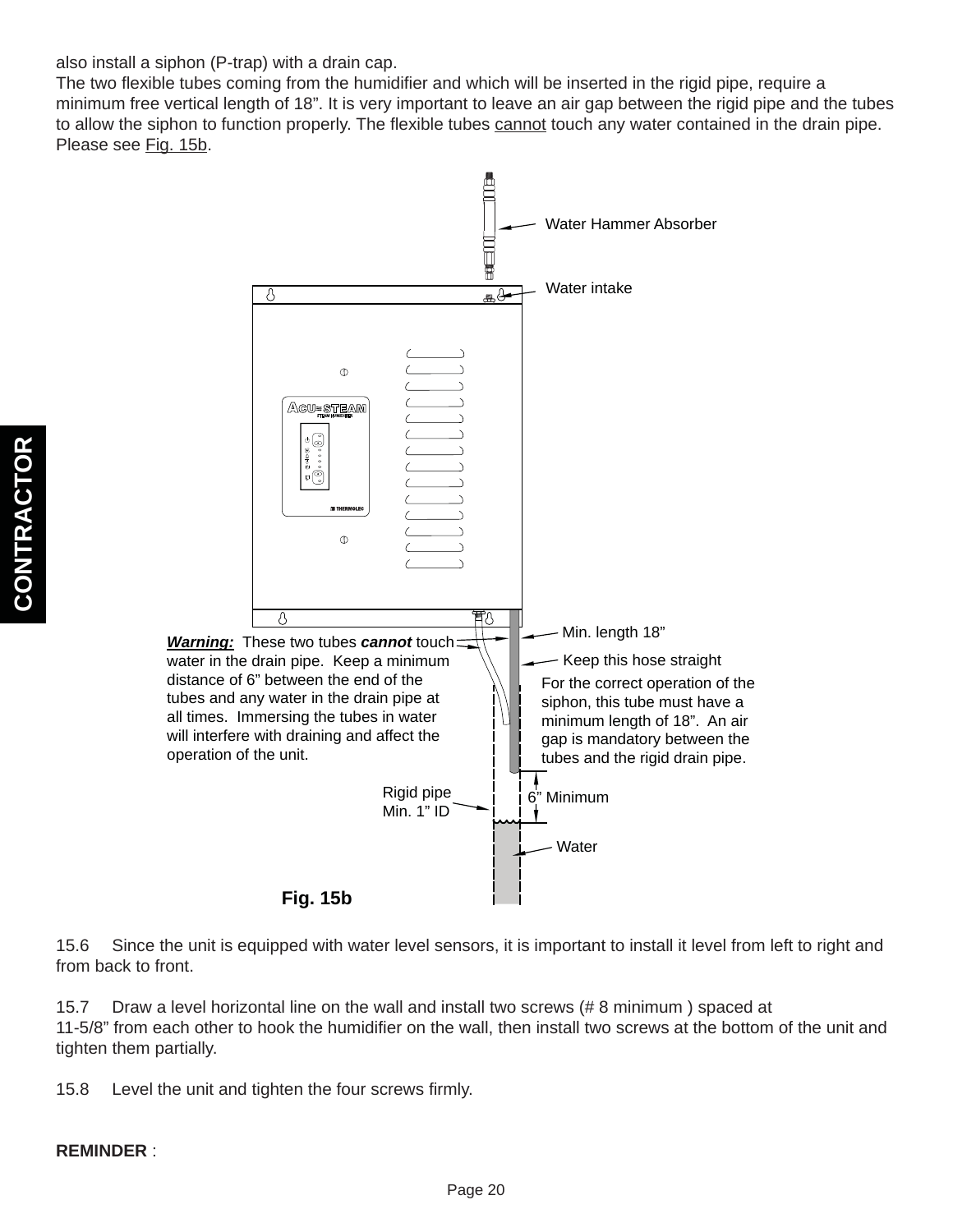also install a siphon (P-trap) with a drain cap.
The two flexible tubes coming from the humidifier and which will be inserted in the rigid pipe, require a minimum free vertical length of 18". It is very important to leave an air gap between the rigid pipe and the tubes to allow the siphon to function properly. The flexible tubes cannot touch any water contained in the drain pipe. Please see Fig. 15b.

Water Hammer Absorber

Water intake

Min. length 18"

Keep this hose straight

***Warning:*** These two tubes ***cannot*** touch water in the drain pipe. Keep a minimum distance of 6" between the end of the tubes and any water in the drain pipe at all times. Immersing the tubes in water will interfere with draining and affect the operation of the unit.

For the correct operation of the siphon, this tube must have a minimum length of 18". An air gap is mandatory between the tubes and the rigid drain pipe.

Rigid pipe
Min. 1" ID

6" Minimum

Water

**Fig. 15b**

15.6 Since the unit is equipped with water level sensors, it is important to install it level from left to right and from back to front.

15.7 Draw a level horizontal line on the wall and install two screws (# 8 minimum ) spaced at 11-5/8" from each other to hook the humidifier on the wall, then install two screws at the bottom of the unit and tighten them partially.

15.8 Level the unit and tighten the four screws firmly.

**REMINDER** :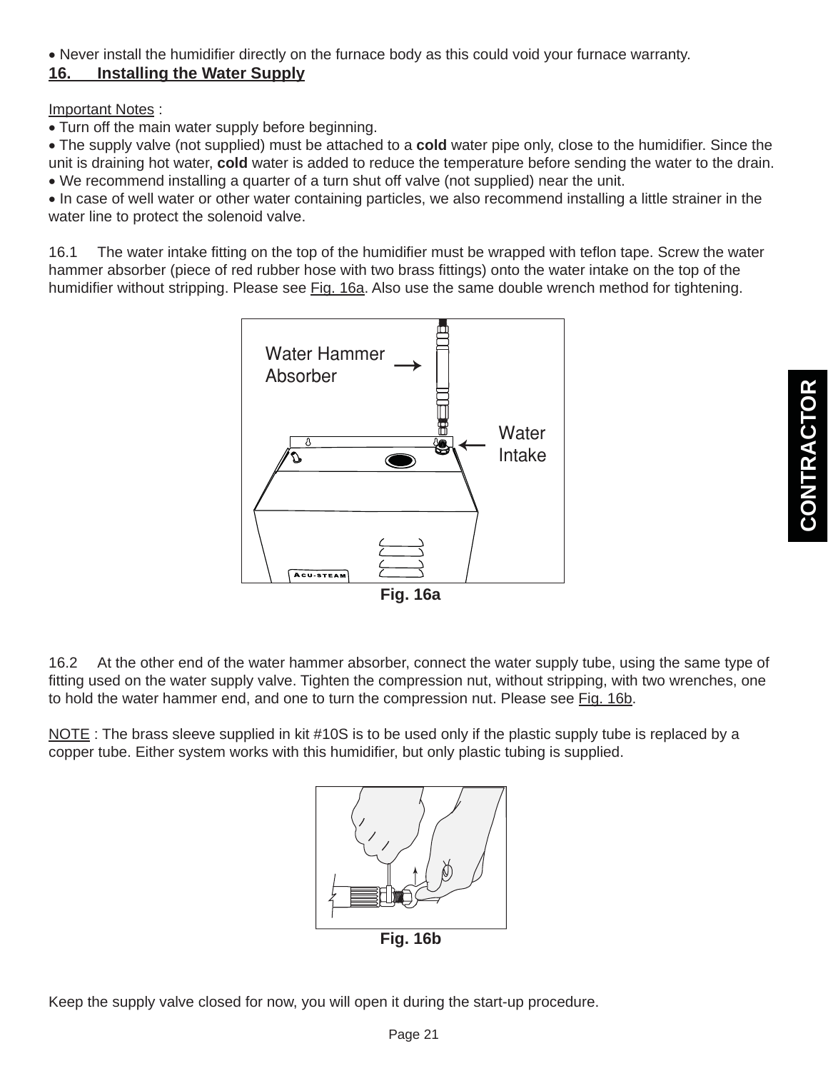• Never install the humidifier directly on the furnace body as this could void your furnace warranty.

## 16. Installing the Water Supply

Important Notes :

• Turn off the main water supply before beginning.
• The supply valve (not supplied) must be attached to a **cold** water pipe only, close to the humidifier. Since the unit is draining hot water, **cold** water is added to reduce the temperature before sending the water to the drain.
• We recommend installing a quarter of a turn shut off valve (not supplied) near the unit.
• In case of well water or other water containing particles, we also recommend installing a little strainer in the water line to protect the solenoid valve.

16.1 The water intake fitting on the top of the humidifier must be wrapped with teflon tape. Screw the water hammer absorber (piece of red rubber hose with two brass fittings) onto the water intake on the top of the humidifier without stripping. Please see Fig. 16a. Also use the same double wrench method for tightening.

Water Hammer Absorber

Water Intake

**Fig. 16a**

16.2 At the other end of the water hammer absorber, connect the water supply tube, using the same type of fitting used on the water supply valve. Tighten the compression nut, without stripping, with two wrenches, one to hold the water hammer end, and one to turn the compression nut. Please see Fig. 16b.

NOTE : The brass sleeve supplied in kit #10S is to be used only if the plastic supply tube is replaced by a copper tube. Either system works with this humidifier, but only plastic tubing is supplied.

**Fig. 16b**

Keep the supply valve closed for now, you will open it during the start-up procedure.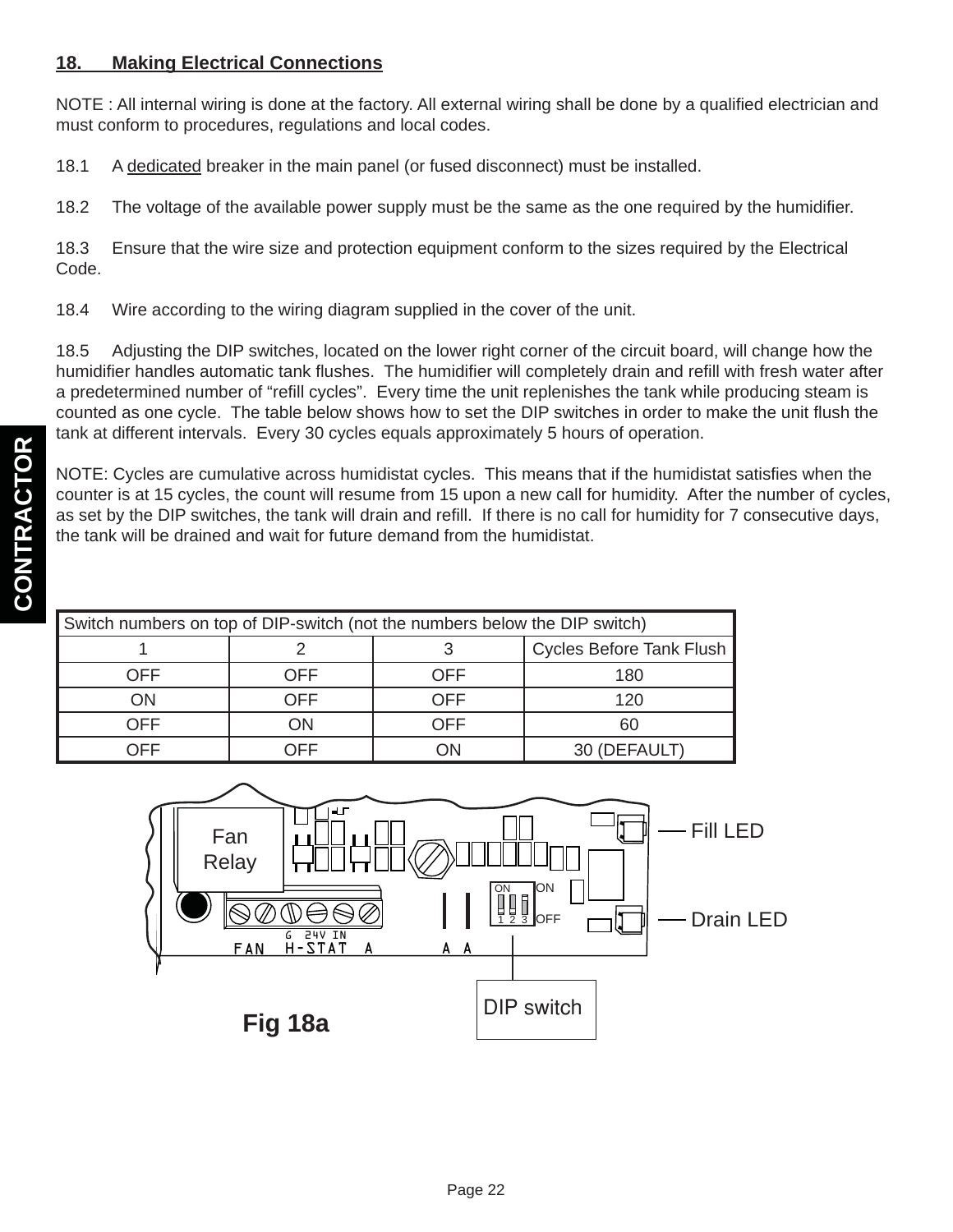## 18. Making Electrical Connections

NOTE : All internal wiring is done at the factory. All external wiring shall be done by a qualified electrician and must conform to procedures, regulations and local codes.

18.1 A dedicated breaker in the main panel (or fused disconnect) must be installed.

18.2 The voltage of the available power supply must be the same as the one required by the humidifier.

18.3 Ensure that the wire size and protection equipment conform to the sizes required by the Electrical Code.

18.4 Wire according to the wiring diagram supplied in the cover of the unit.

18.5 Adjusting the DIP switches, located on the lower right corner of the circuit board, will change how the humidifier handles automatic tank flushes. The humidifier will completely drain and refill with fresh water after a predetermined number of "refill cycles". Every time the unit replenishes the tank while producing steam is counted as one cycle. The table below shows how to set the DIP switches in order to make the unit flush the tank at different intervals. Every 30 cycles equals approximately 5 hours of operation.

NOTE: Cycles are cumulative across humidistat cycles. This means that if the humidistat satisfies when the counter is at 15 cycles, the count will resume from 15 upon a new call for humidity. After the number of cycles, as set by the DIP switches, the tank will drain and refill. If there is no call for humidity for 7 consecutive days, the tank will be drained and wait for future demand from the humidistat.

| Switch numbers on top of DIP-switch (not the numbers below the DIP switch) | | | |
|---|---|---|---|
| 1 | 2 | 3 | Cycles Before Tank Flush |
| OFF | OFF | OFF | 180 |
| ON | OFF | OFF | 120 |
| OFF | ON | OFF | 60 |
| OFF | OFF | ON | 30 (DEFAULT) |

Fan Relay

Fill LED

Drain LED

FAN H-STAT A A A

G 24V IN

DIP switch

Fig 18a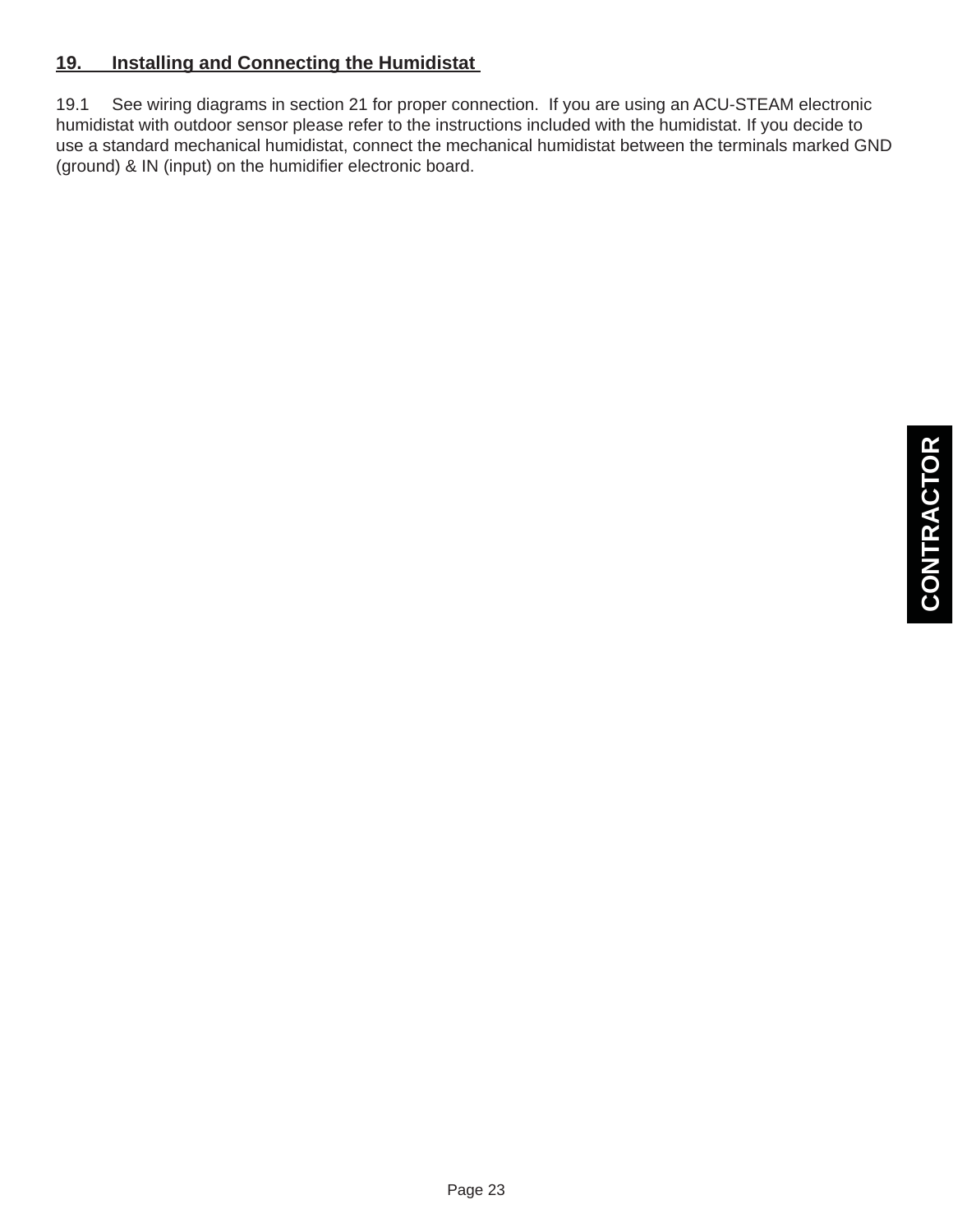## 19. Installing and Connecting the Humidistat

19.1 See wiring diagrams in section 21 for proper connection. If you are using an ACU-STEAM electronic humidistat with outdoor sensor please refer to the instructions included with the humidistat. If you decide to use a standard mechanical humidistat, connect the mechanical humidistat between the terminals marked GND (ground) & IN (input) on the humidifier electronic board.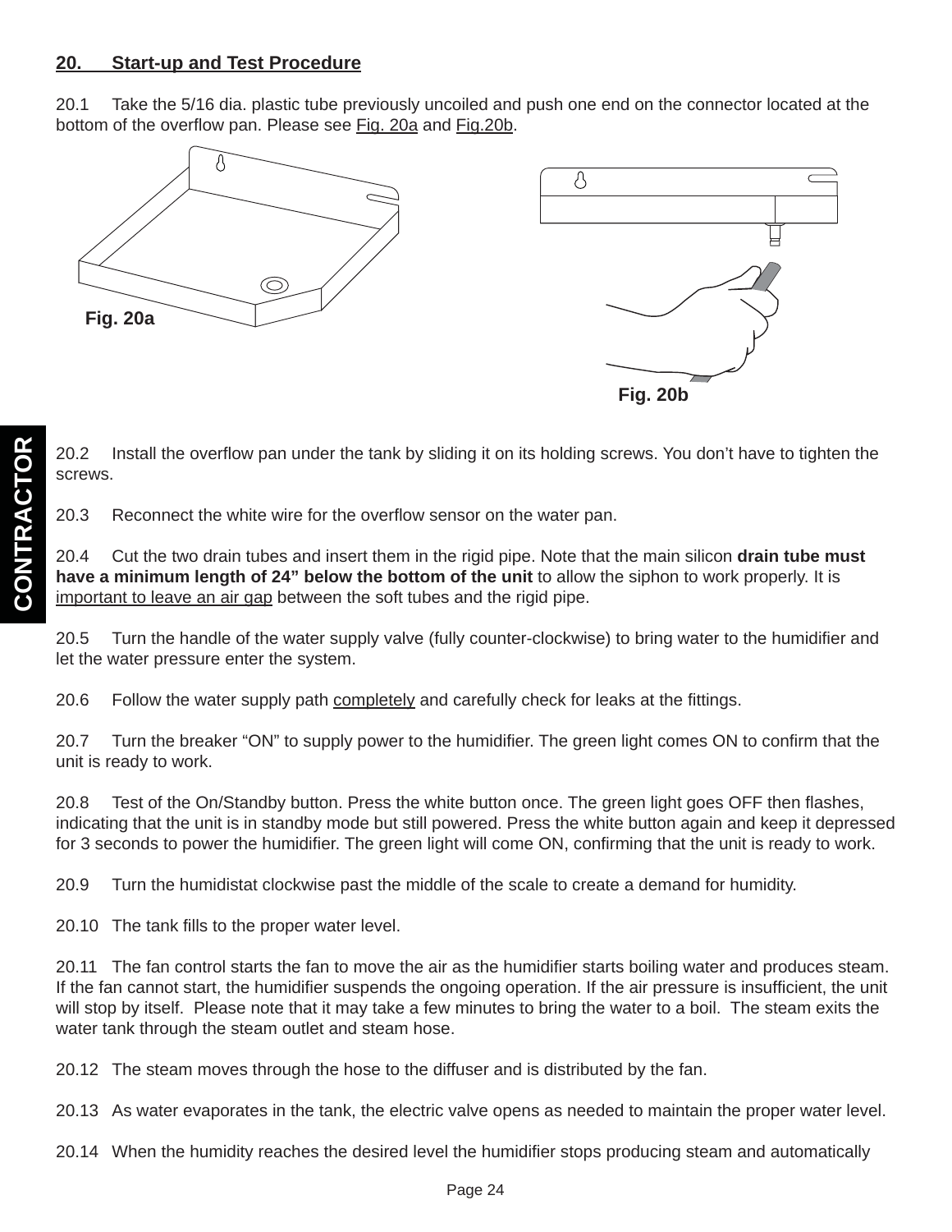## 20. Start-up and Test Procedure

20.1 Take the 5/16 dia. plastic tube previously uncoiled and push one end on the connector located at the bottom of the overflow pan. Please see Fig. 20a and Fig.20b.

Fig. 20a

Fig. 20b

20.2 Install the overflow pan under the tank by sliding it on its holding screws. You don't have to tighten the screws.

20.3 Reconnect the white wire for the overflow sensor on the water pan.

20.4 Cut the two drain tubes and insert them in the rigid pipe. Note that the main silicon **drain tube must have a minimum length of 24" below the bottom of the unit** to allow the siphon to work properly. It is important to leave an air gap between the soft tubes and the rigid pipe.

20.5 Turn the handle of the water supply valve (fully counter-clockwise) to bring water to the humidifier and let the water pressure enter the system.

20.6 Follow the water supply path completely and carefully check for leaks at the fittings.

20.7 Turn the breaker "ON" to supply power to the humidifier. The green light comes ON to confirm that the unit is ready to work.

20.8 Test of the On/Standby button. Press the white button once. The green light goes OFF then flashes, indicating that the unit is in standby mode but still powered. Press the white button again and keep it depressed for 3 seconds to power the humidifier. The green light will come ON, confirming that the unit is ready to work.

20.9 Turn the humidistat clockwise past the middle of the scale to create a demand for humidity.

20.10 The tank fills to the proper water level.

20.11 The fan control starts the fan to move the air as the humidifier starts boiling water and produces steam. If the fan cannot start, the humidifier suspends the ongoing operation. If the air pressure is insufficient, the unit will stop by itself. Please note that it may take a few minutes to bring the water to a boil. The steam exits the water tank through the steam outlet and steam hose.

20.12 The steam moves through the hose to the diffuser and is distributed by the fan.

20.13 As water evaporates in the tank, the electric valve opens as needed to maintain the proper water level.

20.14 When the humidity reaches the desired level the humidifier stops producing steam and automatically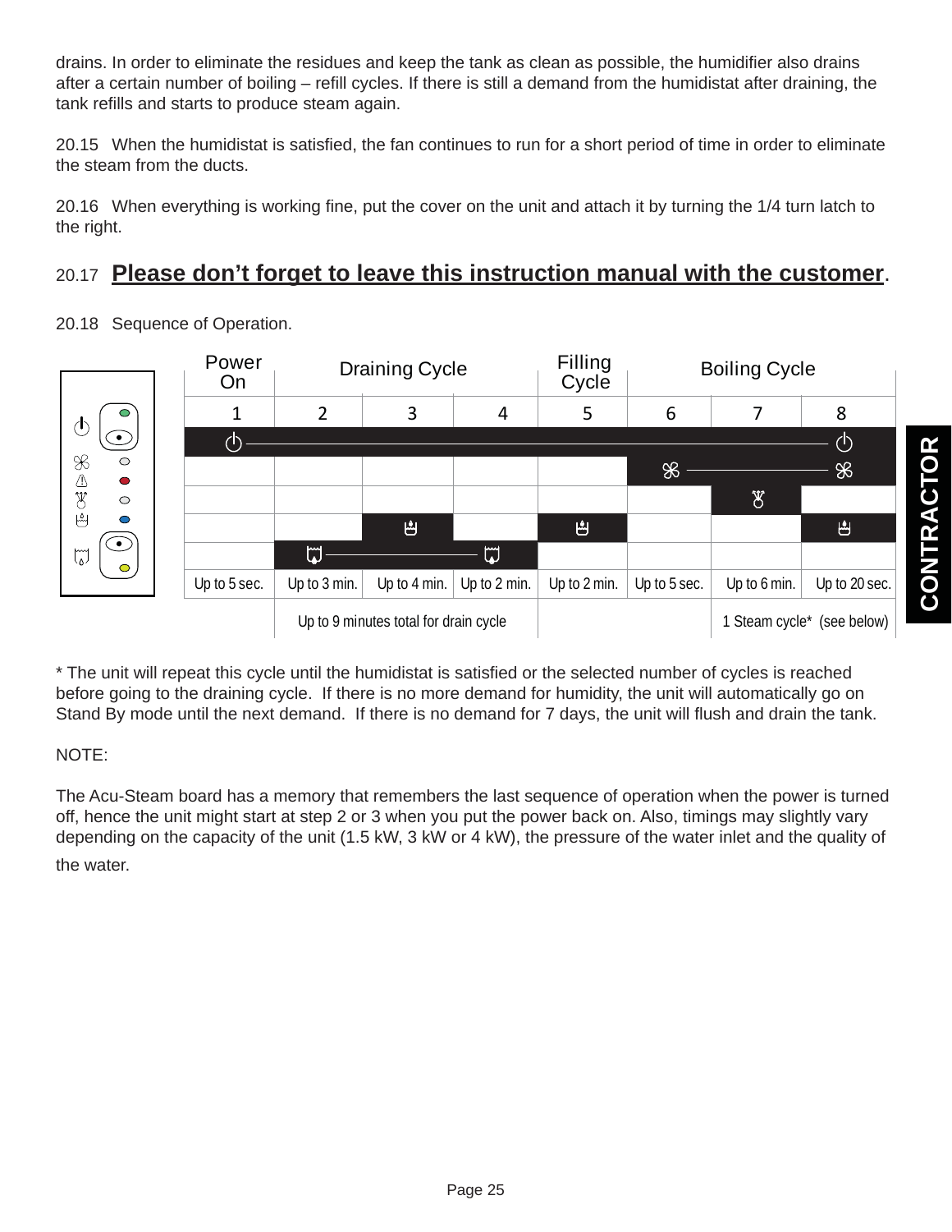drains. In order to eliminate the residues and keep the tank as clean as possible, the humidifier also drains after a certain number of boiling – refill cycles. If there is still a demand from the humidistat after draining, the tank refills and starts to produce steam again.

20.15 When the humidistat is satisfied, the fan continues to run for a short period of time in order to eliminate the steam from the ducts.

20.16 When everything is working fine, put the cover on the unit and attach it by turning the 1/4 turn latch to the right.

20.17 **Please don't forget to leave this instruction manual with the customer**.

20.18 Sequence of Operation.

| Power On | Draining Cycle | | | Filling Cycle | Boiling Cycle | | |
|---|---|---|---|---|---|---|---|
| 1 | 2 | 3 | 4 | 5 | 6 | 7 | 8 |
| Up to 5 sec. | Up to 3 min. | Up to 4 min. | Up to 2 min. | Up to 2 min. | Up to 5 sec. | Up to 6 min. | Up to 20 sec. |
| | Up to 9 minutes total for drain cycle | | | | | 1 Steam cycle* (see below) | |

\* The unit will repeat this cycle until the humidistat is satisfied or the selected number of cycles is reached before going to the draining cycle. If there is no more demand for humidity, the unit will automatically go on Stand By mode until the next demand. If there is no demand for 7 days, the unit will flush and drain the tank.

NOTE:

The Acu-Steam board has a memory that remembers the last sequence of operation when the power is turned off, hence the unit might start at step 2 or 3 when you put the power back on. Also, timings may slightly vary depending on the capacity of the unit (1.5 kW, 3 kW or 4 kW), the pressure of the water inlet and the quality of the water.

CONTRACTOR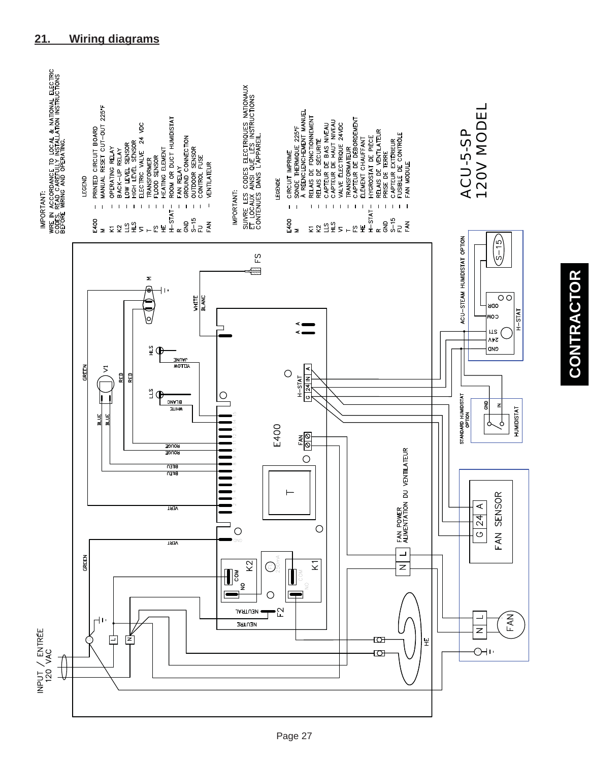## 21. Wiring diagrams

IMPORTANT:
WIRE IN ACCORDANCE TO LOCAL & NATIONAL ELECTRIC CODES. READ CAREFULLY INSTALLATION INSTRUCTIONS BEFORE WIRING AND OPERATING.

LEGEND

- E400 – PRINTED CIRCUIT BOARD
- M – MANUAL RESET CUT-OUT 225°F
- K1 – OPERATING RELAY
- K2 – BACK-UP RELAY
- LLS – LOW LEVEL SENSOR
- HLS – HIGH LEVEL SENSOR
- V1 – ELECTRIC VALVE 24 VDC
- T – TRANSFORMER
- FS – FLOOD SENSOR
- HE – HEATING ELEMENT
- H-STAT – ROOM OR DUCT HUMIDISTAT
- R – FAN RELAY
- GND – GROUND CONNECTION
- S-15 – OUTDOOR SENSOR
- FU – CONTROL FUSE
- FAN – VENTILATEUR

IMPORTANT:
SUIVRE LES CODES ELECTRIQUES NATIONAUX ET LOCAUX AINSI QUE LES INSTRUCTIONS CONTENUES DANS L'APPAREIL.

LEGENDE

- E400 – CIRCUIT IMPRIME
- M – SONDE THERMIQUE 225°F À RÉENCLENCHEMENT MANUEL
- K1 – RELAIS DE FONCTIONNEMENT
- K2 – RELAIS DE SÉCURITÉ
- LLS – CAPTEUR DE BAS NIVEAU
- HLS – CAPTEUR DE HAUT NIVEAU
- V1 – VALVE ÉLECTRIQUE 24VDC
- T – TRANSFORMATEUR
- FS – CAPTEUR DE DÉBORDEMENT
- HE – ÉLÉMENT CHAUFFANT
- H-STAT – HYGROSTAT DE PIÈCE
- R – RELAIS DE VENTILATEUR
- GND – PRISE DE TERRE
- S-15 – CAPTEUR EXTÉRIEUR
- FU – FUSIBLE DE CONTRÔLE
- FAN – FAN MODULE

ACU-5-SP
120V MODEL

INPUT / ENTRÉE 120 VAC

ACU-STEAM HUMIDISTAT OPTION

STANDARD HUMIDISTAT OPTION

FAN POWER
ALIMENTATION DU VENTILATEUR

FAN SENSOR

CONTRACTOR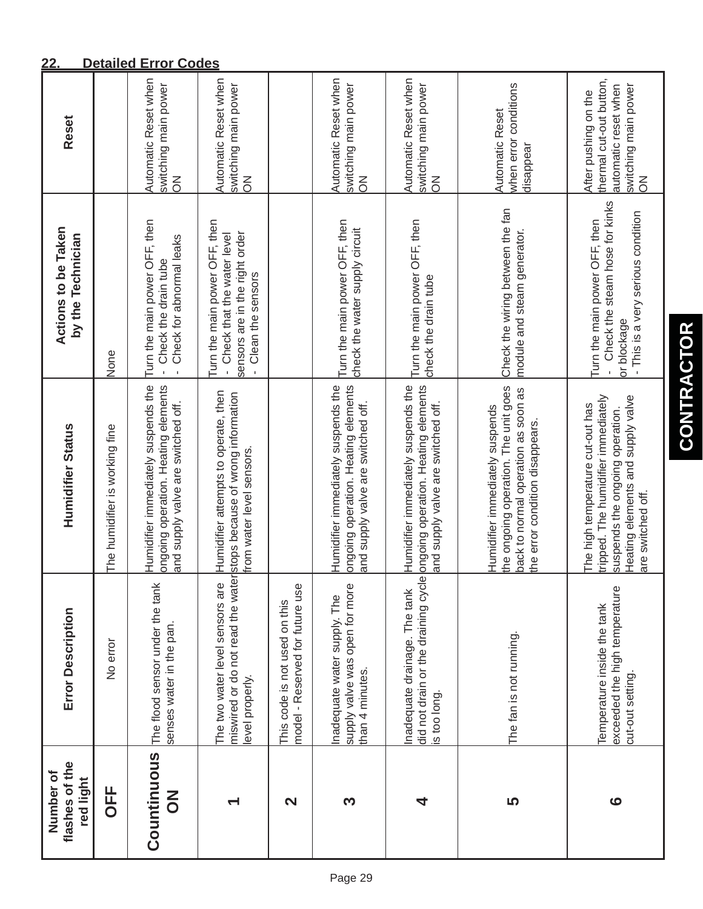## 22. Detailed Error Codes

| Number of flashes of the red light | Error Description | Humidifier Status | Actions to be Taken by the Technician | Reset |
|---|---|---|---|---|
| **OFF** | No error | The humidifier is working fine | None | |
| **Continuous ON** | The flood sensor under the tank senses water in the pan. | Humidifier immediately suspends the ongoing operation. Heating elements and supply valve are switched off. | Turn the main power OFF, then<br>- Check the drain tube<br>- Check for abnormal leaks | Automatic Reset when switching main power ON |
| **1** | The two water level sensors are miswired or do not read the water level properly. | Humidifier attempts to operate, then stops because of wrong information from water level sensors. | Turn the main power OFF, then<br>- Check that the water level sensors are in the right order<br>- Clean the sensors | Automatic Reset when switching main power ON |
| **2** | This code is not used on this model - Reserved for future use | | | |
| **3** | Inadequate water supply. The supply valve was open for more than 4 minutes. | Humidifier immediately suspends the ongoing operation. Heating elements and supply valve are switched off. | Turn the main power OFF, then check the water supply circuit | Automatic Reset when switching main power ON |
| **4** | Inadequate drainage. The tank did not drain or the draining cycle is too long. | Humidifier immediately suspends the ongoing operation. Heating elements and supply valve are switched off. | Turn the main power OFF, then check the drain tube | Automatic Reset when switching main power ON |
| **5** | The fan is not running. | Humidifier immediately suspends the ongoing operation. The unit goes back to normal operation as soon as the error condition disappears. | Check the wiring between the fan module and steam generator. | Automatic Reset when error conditions disappear |
| **6** | Temperature inside the tank exceeded the high temperature cut-out setting. | The high temperature cut-out has tripped. The humidifier immediately suspends the ongoing operation. Heating elements and supply valve are switched off. | Turn the main power OFF, then<br>- Check the steam hose for kinks or blockage<br>- This is a very serious condition | After pushing on the thermal cut-out button, automatic reset when switching main power ON |

**CONTRACTOR**